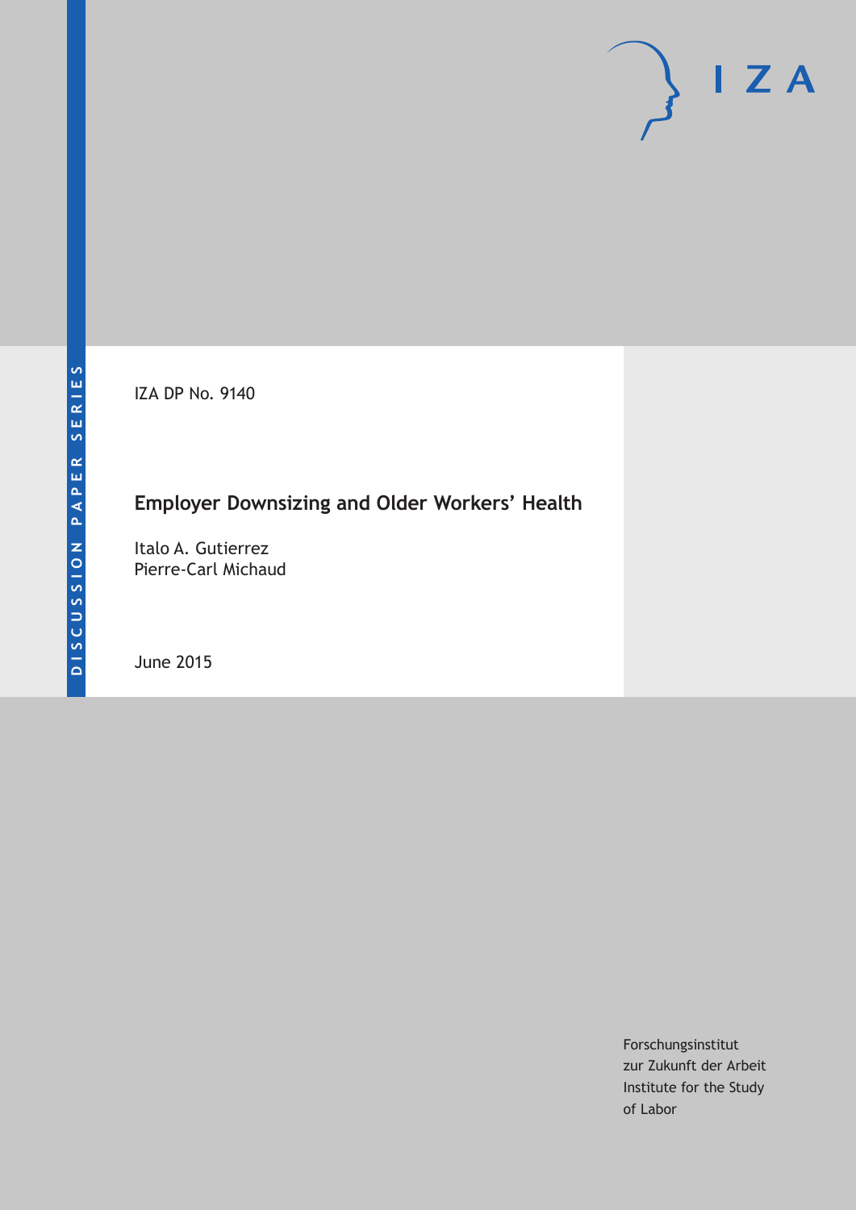DISCUSSION PAPER SERIES

IZA DP No. 9140

# Employer Downsizing and Older Workers' Health

Italo A. Gutierrez
Pierre-Carl Michaud

June 2015

Forschungsinstitut
zur Zukunft der Arbeit
Institute for the Study
of Labor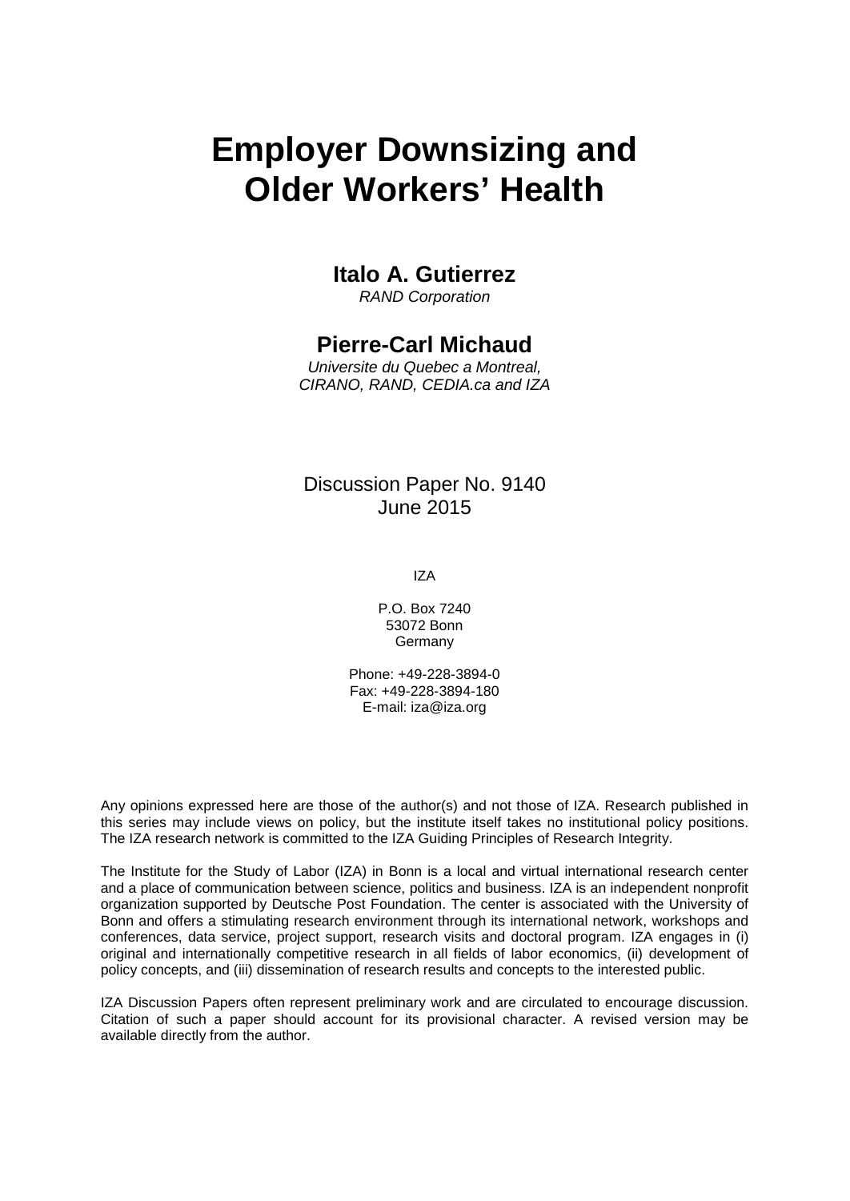# Employer Downsizing and Older Workers' Health

**Italo A. Gutierrez**
*RAND Corporation*

**Pierre-Carl Michaud**
*Universite du Quebec a Montreal, CIRANO, RAND, CEDIA.ca and IZA*

Discussion Paper No. 9140
June 2015

IZA

P.O. Box 7240
53072 Bonn
Germany

Phone: +49-228-3894-0
Fax: +49-228-3894-180
E-mail: iza@iza.org

Any opinions expressed here are those of the author(s) and not those of IZA. Research published in this series may include views on policy, but the institute itself takes no institutional policy positions. The IZA research network is committed to the IZA Guiding Principles of Research Integrity.

The Institute for the Study of Labor (IZA) in Bonn is a local and virtual international research center and a place of communication between science, politics and business. IZA is an independent nonprofit organization supported by Deutsche Post Foundation. The center is associated with the University of Bonn and offers a stimulating research environment through its international network, workshops and conferences, data service, project support, research visits and doctoral program. IZA engages in (i) original and internationally competitive research in all fields of labor economics, (ii) development of policy concepts, and (iii) dissemination of research results and concepts to the interested public.

IZA Discussion Papers often represent preliminary work and are circulated to encourage discussion. Citation of such a paper should account for its provisional character. A revised version may be available directly from the author.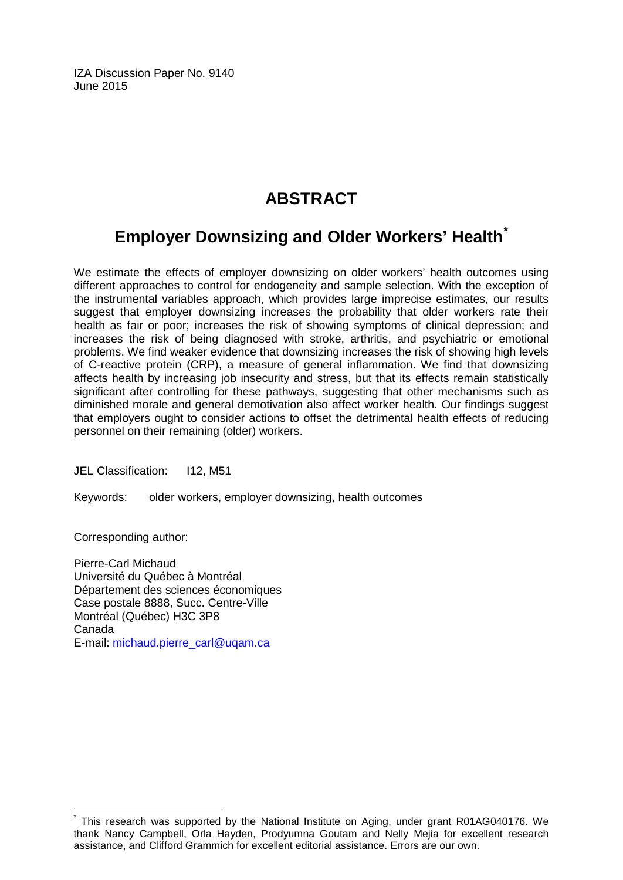IZA Discussion Paper No. 9140
June 2015

# ABSTRACT

## Employer Downsizing and Older Workers' Health[*]

We estimate the effects of employer downsizing on older workers' health outcomes using different approaches to control for endogeneity and sample selection. With the exception of the instrumental variables approach, which provides large imprecise estimates, our results suggest that employer downsizing increases the probability that older workers rate their health as fair or poor; increases the risk of showing symptoms of clinical depression; and increases the risk of being diagnosed with stroke, arthritis, and psychiatric or emotional problems. We find weaker evidence that downsizing increases the risk of showing high levels of C-reactive protein (CRP), a measure of general inflammation. We find that downsizing affects health by increasing job insecurity and stress, but that its effects remain statistically significant after controlling for these pathways, suggesting that other mechanisms such as diminished morale and general demotivation also affect worker health. Our findings suggest that employers ought to consider actions to offset the detrimental health effects of reducing personnel on their remaining (older) workers.

JEL Classification: I12, M51

Keywords: older workers, employer downsizing, health outcomes

Corresponding author:

Pierre-Carl Michaud
Université du Québec à Montréal
Département des sciences économiques
Case postale 8888, Succ. Centre-Ville
Montréal (Québec) H3C 3P8
Canada
E-mail: michaud.pierre_carl@uqam.ca

[*] This research was supported by the National Institute on Aging, under grant R01AG040176. We thank Nancy Campbell, Orla Hayden, Prodyumna Goutam and Nelly Mejia for excellent research assistance, and Clifford Grammich for excellent editorial assistance. Errors are our own.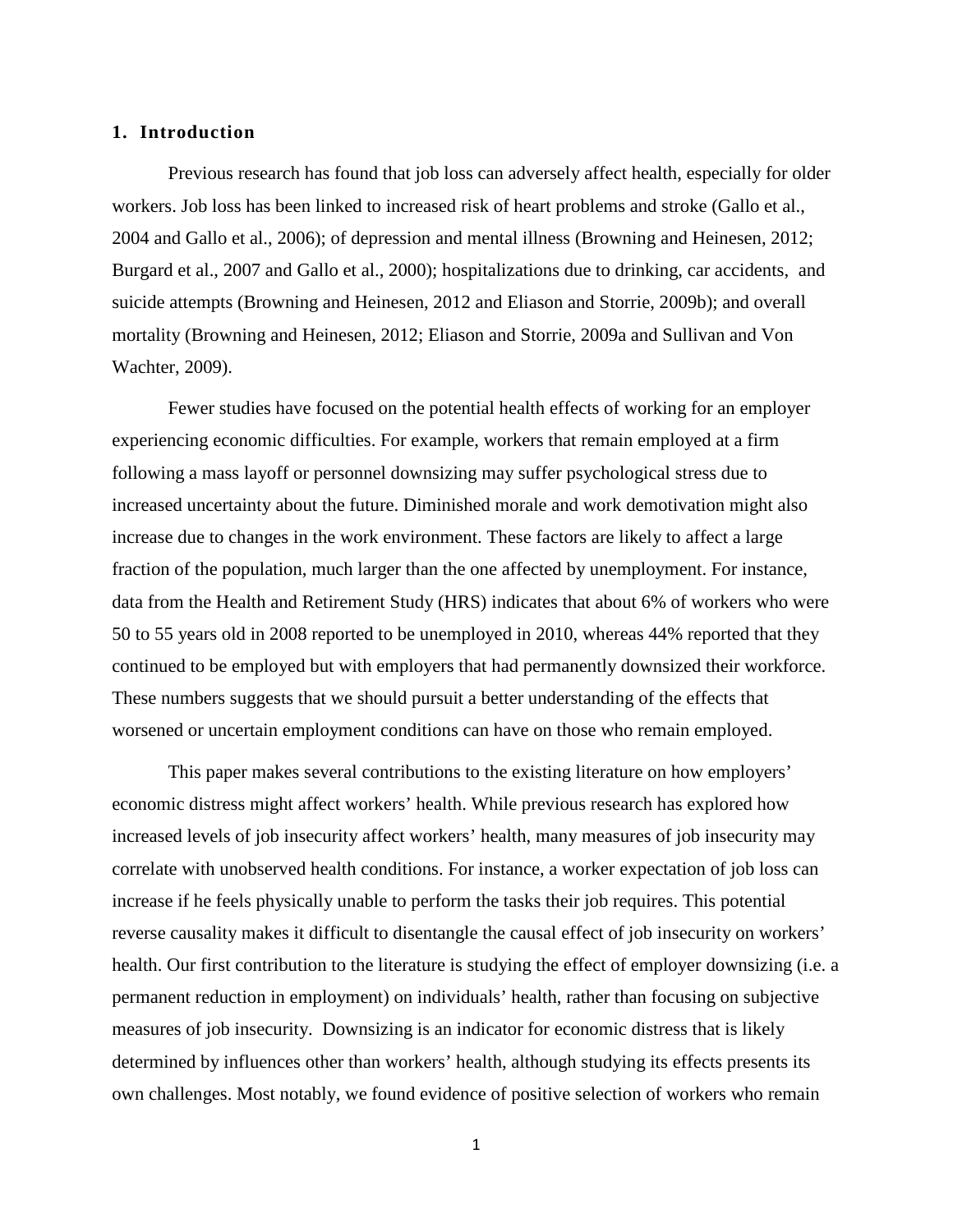## 1. Introduction

Previous research has found that job loss can adversely affect health, especially for older workers. Job loss has been linked to increased risk of heart problems and stroke (Gallo et al., 2004 and Gallo et al., 2006); of depression and mental illness (Browning and Heinesen, 2012; Burgard et al., 2007 and Gallo et al., 2000); hospitalizations due to drinking, car accidents, and suicide attempts (Browning and Heinesen, 2012 and Eliason and Storrie, 2009b); and overall mortality (Browning and Heinesen, 2012; Eliason and Storrie, 2009a and Sullivan and Von Wachter, 2009).

Fewer studies have focused on the potential health effects of working for an employer experiencing economic difficulties. For example, workers that remain employed at a firm following a mass layoff or personnel downsizing may suffer psychological stress due to increased uncertainty about the future. Diminished morale and work demotivation might also increase due to changes in the work environment. These factors are likely to affect a large fraction of the population, much larger than the one affected by unemployment. For instance, data from the Health and Retirement Study (HRS) indicates that about 6% of workers who were 50 to 55 years old in 2008 reported to be unemployed in 2010, whereas 44% reported that they continued to be employed but with employers that had permanently downsized their workforce. These numbers suggests that we should pursuit a better understanding of the effects that worsened or uncertain employment conditions can have on those who remain employed.

This paper makes several contributions to the existing literature on how employers' economic distress might affect workers' health. While previous research has explored how increased levels of job insecurity affect workers' health, many measures of job insecurity may correlate with unobserved health conditions. For instance, a worker expectation of job loss can increase if he feels physically unable to perform the tasks their job requires. This potential reverse causality makes it difficult to disentangle the causal effect of job insecurity on workers' health. Our first contribution to the literature is studying the effect of employer downsizing (i.e. a permanent reduction in employment) on individuals' health, rather than focusing on subjective measures of job insecurity. Downsizing is an indicator for economic distress that is likely determined by influences other than workers' health, although studying its effects presents its own challenges. Most notably, we found evidence of positive selection of workers who remain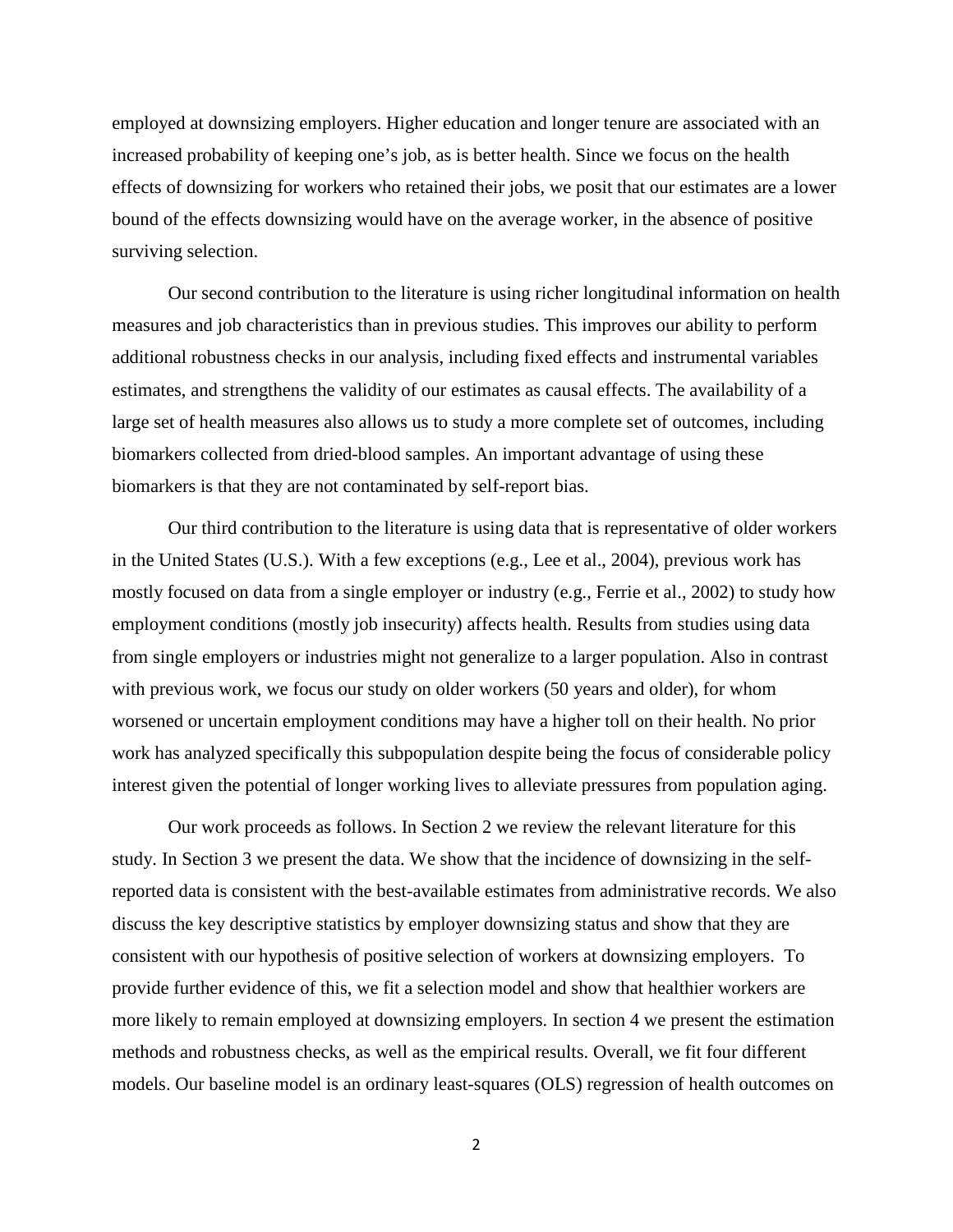employed at downsizing employers. Higher education and longer tenure are associated with an increased probability of keeping one's job, as is better health. Since we focus on the health effects of downsizing for workers who retained their jobs, we posit that our estimates are a lower bound of the effects downsizing would have on the average worker, in the absence of positive surviving selection.

Our second contribution to the literature is using richer longitudinal information on health measures and job characteristics than in previous studies. This improves our ability to perform additional robustness checks in our analysis, including fixed effects and instrumental variables estimates, and strengthens the validity of our estimates as causal effects. The availability of a large set of health measures also allows us to study a more complete set of outcomes, including biomarkers collected from dried-blood samples. An important advantage of using these biomarkers is that they are not contaminated by self-report bias.

Our third contribution to the literature is using data that is representative of older workers in the United States (U.S.). With a few exceptions (e.g., Lee et al., 2004), previous work has mostly focused on data from a single employer or industry (e.g., Ferrie et al., 2002) to study how employment conditions (mostly job insecurity) affects health. Results from studies using data from single employers or industries might not generalize to a larger population. Also in contrast with previous work, we focus our study on older workers (50 years and older), for whom worsened or uncertain employment conditions may have a higher toll on their health. No prior work has analyzed specifically this subpopulation despite being the focus of considerable policy interest given the potential of longer working lives to alleviate pressures from population aging.

Our work proceeds as follows. In Section 2 we review the relevant literature for this study. In Section 3 we present the data. We show that the incidence of downsizing in the self-reported data is consistent with the best-available estimates from administrative records. We also discuss the key descriptive statistics by employer downsizing status and show that they are consistent with our hypothesis of positive selection of workers at downsizing employers. To provide further evidence of this, we fit a selection model and show that healthier workers are more likely to remain employed at downsizing employers. In section 4 we present the estimation methods and robustness checks, as well as the empirical results. Overall, we fit four different models. Our baseline model is an ordinary least-squares (OLS) regression of health outcomes on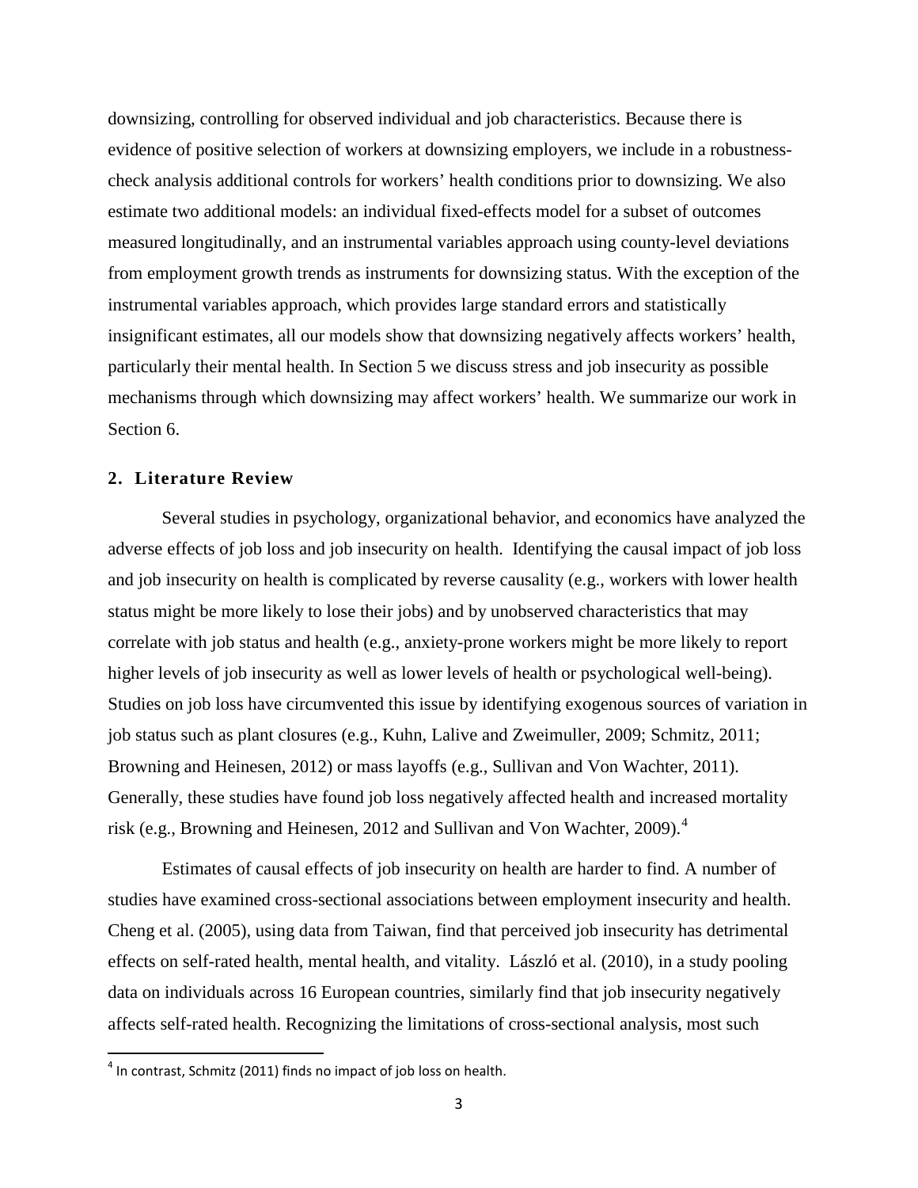downsizing, controlling for observed individual and job characteristics. Because there is evidence of positive selection of workers at downsizing employers, we include in a robustness-check analysis additional controls for workers' health conditions prior to downsizing. We also estimate two additional models: an individual fixed-effects model for a subset of outcomes measured longitudinally, and an instrumental variables approach using county-level deviations from employment growth trends as instruments for downsizing status. With the exception of the instrumental variables approach, which provides large standard errors and statistically insignificant estimates, all our models show that downsizing negatively affects workers' health, particularly their mental health. In Section 5 we discuss stress and job insecurity as possible mechanisms through which downsizing may affect workers' health. We summarize our work in Section 6.

## 2. Literature Review

Several studies in psychology, organizational behavior, and economics have analyzed the adverse effects of job loss and job insecurity on health. Identifying the causal impact of job loss and job insecurity on health is complicated by reverse causality (e.g., workers with lower health status might be more likely to lose their jobs) and by unobserved characteristics that may correlate with job status and health (e.g., anxiety-prone workers might be more likely to report higher levels of job insecurity as well as lower levels of health or psychological well-being). Studies on job loss have circumvented this issue by identifying exogenous sources of variation in job status such as plant closures (e.g., Kuhn, Lalive and Zweimuller, 2009; Schmitz, 2011; Browning and Heinesen, 2012) or mass layoffs (e.g., Sullivan and Von Wachter, 2011). Generally, these studies have found job loss negatively affected health and increased mortality risk (e.g., Browning and Heinesen, 2012 and Sullivan and Von Wachter, 2009).[4]

Estimates of causal effects of job insecurity on health are harder to find. A number of studies have examined cross-sectional associations between employment insecurity and health. Cheng et al. (2005), using data from Taiwan, find that perceived job insecurity has detrimental effects on self-rated health, mental health, and vitality. László et al. (2010), in a study pooling data on individuals across 16 European countries, similarly find that job insecurity negatively affects self-rated health. Recognizing the limitations of cross-sectional analysis, most such

[4] In contrast, Schmitz (2011) finds no impact of job loss on health.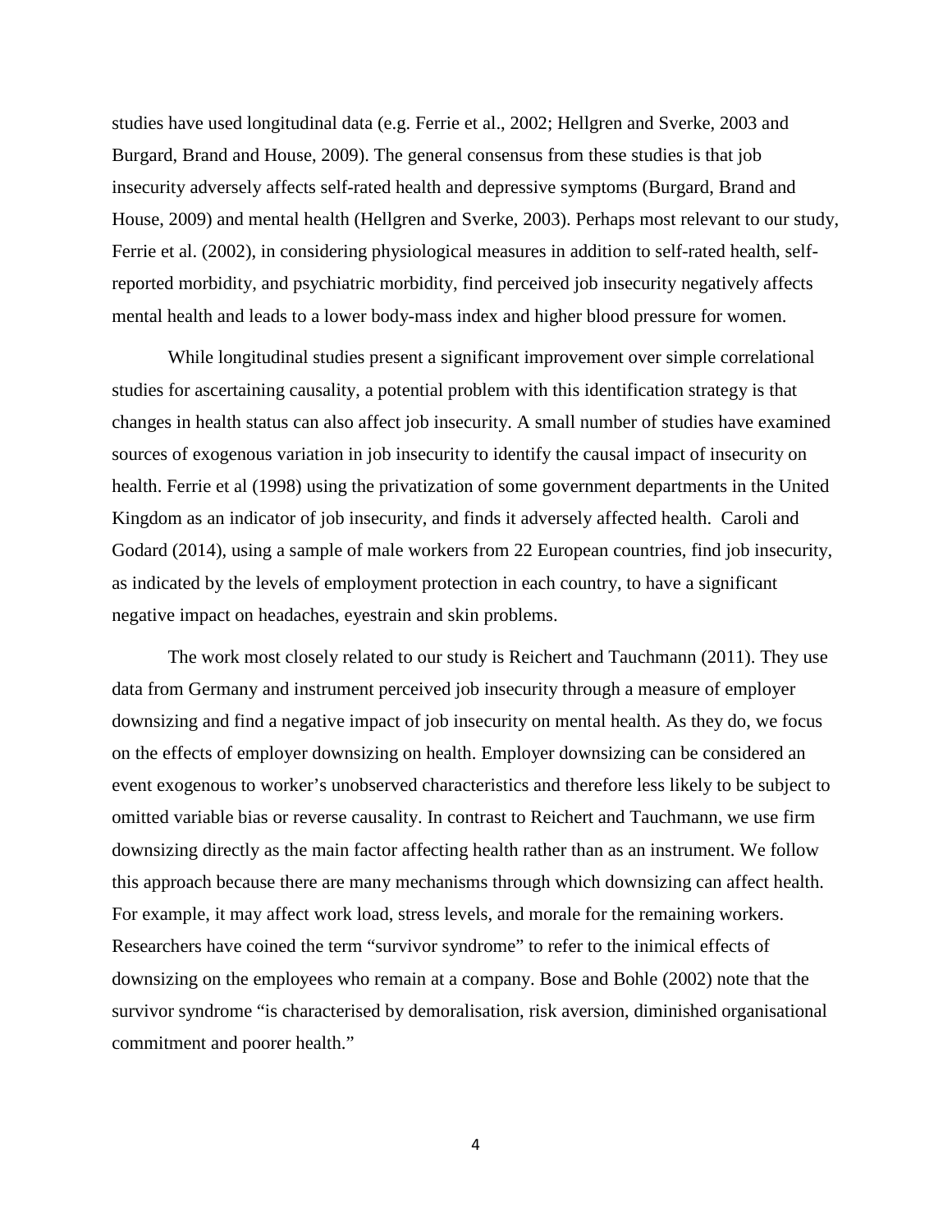studies have used longitudinal data (e.g. Ferrie et al., 2002; Hellgren and Sverke, 2003 and Burgard, Brand and House, 2009). The general consensus from these studies is that job insecurity adversely affects self-rated health and depressive symptoms (Burgard, Brand and House, 2009) and mental health (Hellgren and Sverke, 2003). Perhaps most relevant to our study, Ferrie et al. (2002), in considering physiological measures in addition to self-rated health, self-reported morbidity, and psychiatric morbidity, find perceived job insecurity negatively affects mental health and leads to a lower body-mass index and higher blood pressure for women.

While longitudinal studies present a significant improvement over simple correlational studies for ascertaining causality, a potential problem with this identification strategy is that changes in health status can also affect job insecurity. A small number of studies have examined sources of exogenous variation in job insecurity to identify the causal impact of insecurity on health. Ferrie et al (1998) using the privatization of some government departments in the United Kingdom as an indicator of job insecurity, and finds it adversely affected health. Caroli and Godard (2014), using a sample of male workers from 22 European countries, find job insecurity, as indicated by the levels of employment protection in each country, to have a significant negative impact on headaches, eyestrain and skin problems.

The work most closely related to our study is Reichert and Tauchmann (2011). They use data from Germany and instrument perceived job insecurity through a measure of employer downsizing and find a negative impact of job insecurity on mental health. As they do, we focus on the effects of employer downsizing on health. Employer downsizing can be considered an event exogenous to worker's unobserved characteristics and therefore less likely to be subject to omitted variable bias or reverse causality. In contrast to Reichert and Tauchmann, we use firm downsizing directly as the main factor affecting health rather than as an instrument. We follow this approach because there are many mechanisms through which downsizing can affect health. For example, it may affect work load, stress levels, and morale for the remaining workers. Researchers have coined the term "survivor syndrome" to refer to the inimical effects of downsizing on the employees who remain at a company. Bose and Bohle (2002) note that the survivor syndrome "is characterised by demoralisation, risk aversion, diminished organisational commitment and poorer health."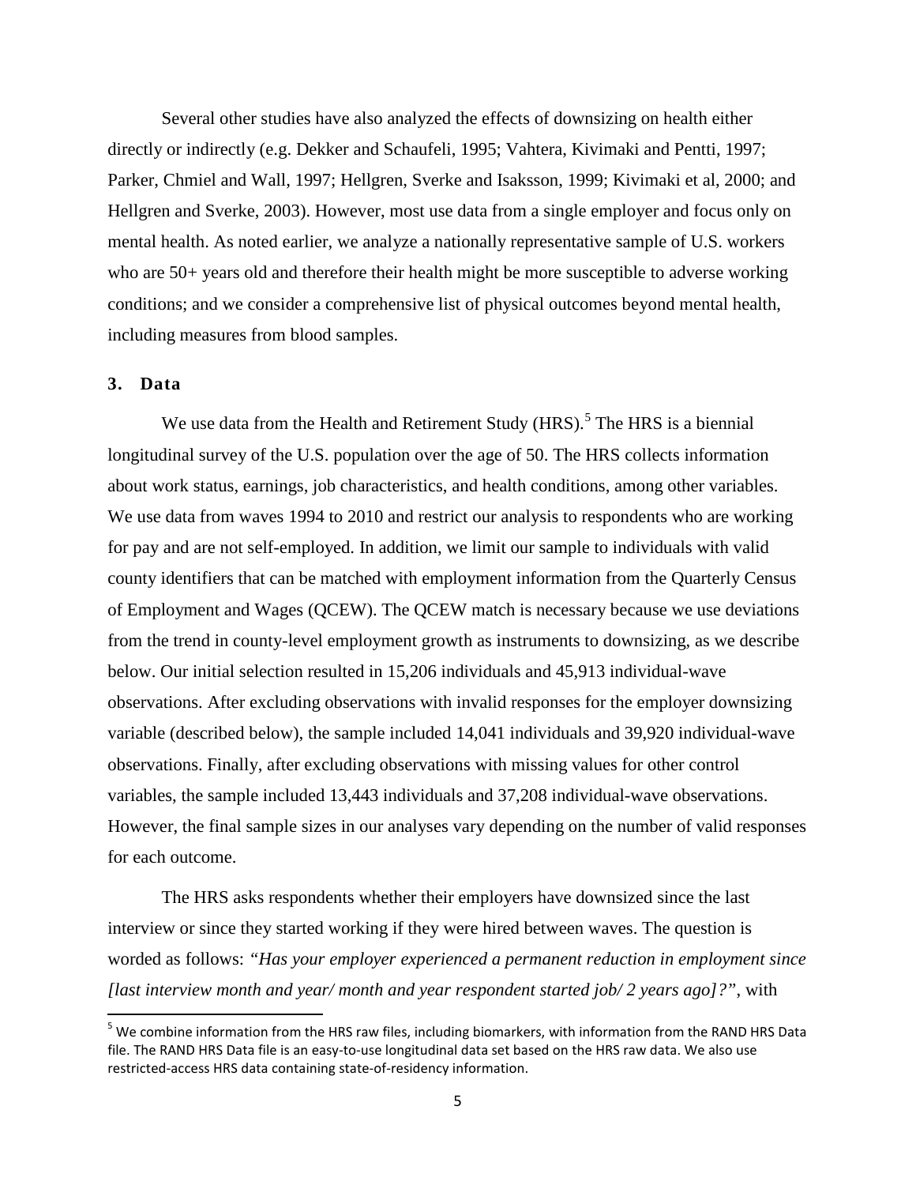Several other studies have also analyzed the effects of downsizing on health either directly or indirectly (e.g. Dekker and Schaufeli, 1995; Vahtera, Kivimaki and Pentti, 1997; Parker, Chmiel and Wall, 1997; Hellgren, Sverke and Isaksson, 1999; Kivimaki et al, 2000; and Hellgren and Sverke, 2003). However, most use data from a single employer and focus only on mental health. As noted earlier, we analyze a nationally representative sample of U.S. workers who are 50+ years old and therefore their health might be more susceptible to adverse working conditions; and we consider a comprehensive list of physical outcomes beyond mental health, including measures from blood samples.

## 3. Data

We use data from the Health and Retirement Study (HRS).[5] The HRS is a biennial longitudinal survey of the U.S. population over the age of 50. The HRS collects information about work status, earnings, job characteristics, and health conditions, among other variables. We use data from waves 1994 to 2010 and restrict our analysis to respondents who are working for pay and are not self-employed. In addition, we limit our sample to individuals with valid county identifiers that can be matched with employment information from the Quarterly Census of Employment and Wages (QCEW). The QCEW match is necessary because we use deviations from the trend in county-level employment growth as instruments to downsizing, as we describe below. Our initial selection resulted in 15,206 individuals and 45,913 individual-wave observations. After excluding observations with invalid responses for the employer downsizing variable (described below), the sample included 14,041 individuals and 39,920 individual-wave observations. Finally, after excluding observations with missing values for other control variables, the sample included 13,443 individuals and 37,208 individual-wave observations. However, the final sample sizes in our analyses vary depending on the number of valid responses for each outcome.

The HRS asks respondents whether their employers have downsized since the last interview or since they started working if they were hired between waves. The question is worded as follows: *"Has your employer experienced a permanent reduction in employment since [last interview month and year/ month and year respondent started job/ 2 years ago]?"*, with

[5] We combine information from the HRS raw files, including biomarkers, with information from the RAND HRS Data file. The RAND HRS Data file is an easy-to-use longitudinal data set based on the HRS raw data. We also use restricted-access HRS data containing state-of-residency information.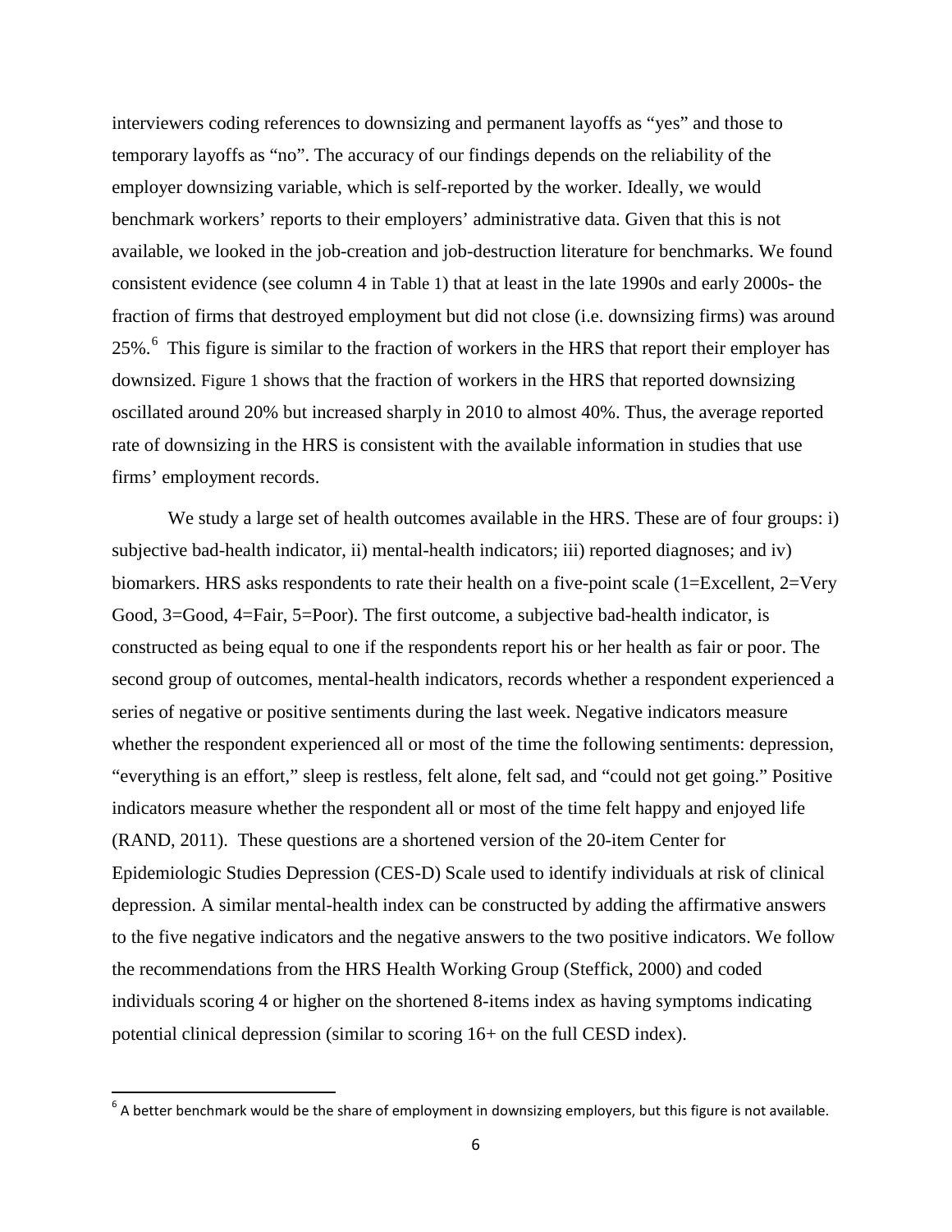interviewers coding references to downsizing and permanent layoffs as "yes" and those to temporary layoffs as "no". The accuracy of our findings depends on the reliability of the employer downsizing variable, which is self-reported by the worker. Ideally, we would benchmark workers' reports to their employers' administrative data. Given that this is not available, we looked in the job-creation and job-destruction literature for benchmarks. We found consistent evidence (see column 4 in Table 1) that at least in the late 1990s and early 2000s- the fraction of firms that destroyed employment but did not close (i.e. downsizing firms) was around 25%.[6] This figure is similar to the fraction of workers in the HRS that report their employer has downsized. Figure 1 shows that the fraction of workers in the HRS that reported downsizing oscillated around 20% but increased sharply in 2010 to almost 40%. Thus, the average reported rate of downsizing in the HRS is consistent with the available information in studies that use firms' employment records.

We study a large set of health outcomes available in the HRS. These are of four groups: i) subjective bad-health indicator, ii) mental-health indicators; iii) reported diagnoses; and iv) biomarkers. HRS asks respondents to rate their health on a five-point scale (1=Excellent, 2=Very Good, 3=Good, 4=Fair, 5=Poor). The first outcome, a subjective bad-health indicator, is constructed as being equal to one if the respondents report his or her health as fair or poor. The second group of outcomes, mental-health indicators, records whether a respondent experienced a series of negative or positive sentiments during the last week. Negative indicators measure whether the respondent experienced all or most of the time the following sentiments: depression, "everything is an effort," sleep is restless, felt alone, felt sad, and "could not get going." Positive indicators measure whether the respondent all or most of the time felt happy and enjoyed life (RAND, 2011). These questions are a shortened version of the 20-item Center for Epidemiologic Studies Depression (CES-D) Scale used to identify individuals at risk of clinical depression. A similar mental-health index can be constructed by adding the affirmative answers to the five negative indicators and the negative answers to the two positive indicators. We follow the recommendations from the HRS Health Working Group (Steffick, 2000) and coded individuals scoring 4 or higher on the shortened 8-items index as having symptoms indicating potential clinical depression (similar to scoring 16+ on the full CESD index).

[6] A better benchmark would be the share of employment in downsizing employers, but this figure is not available.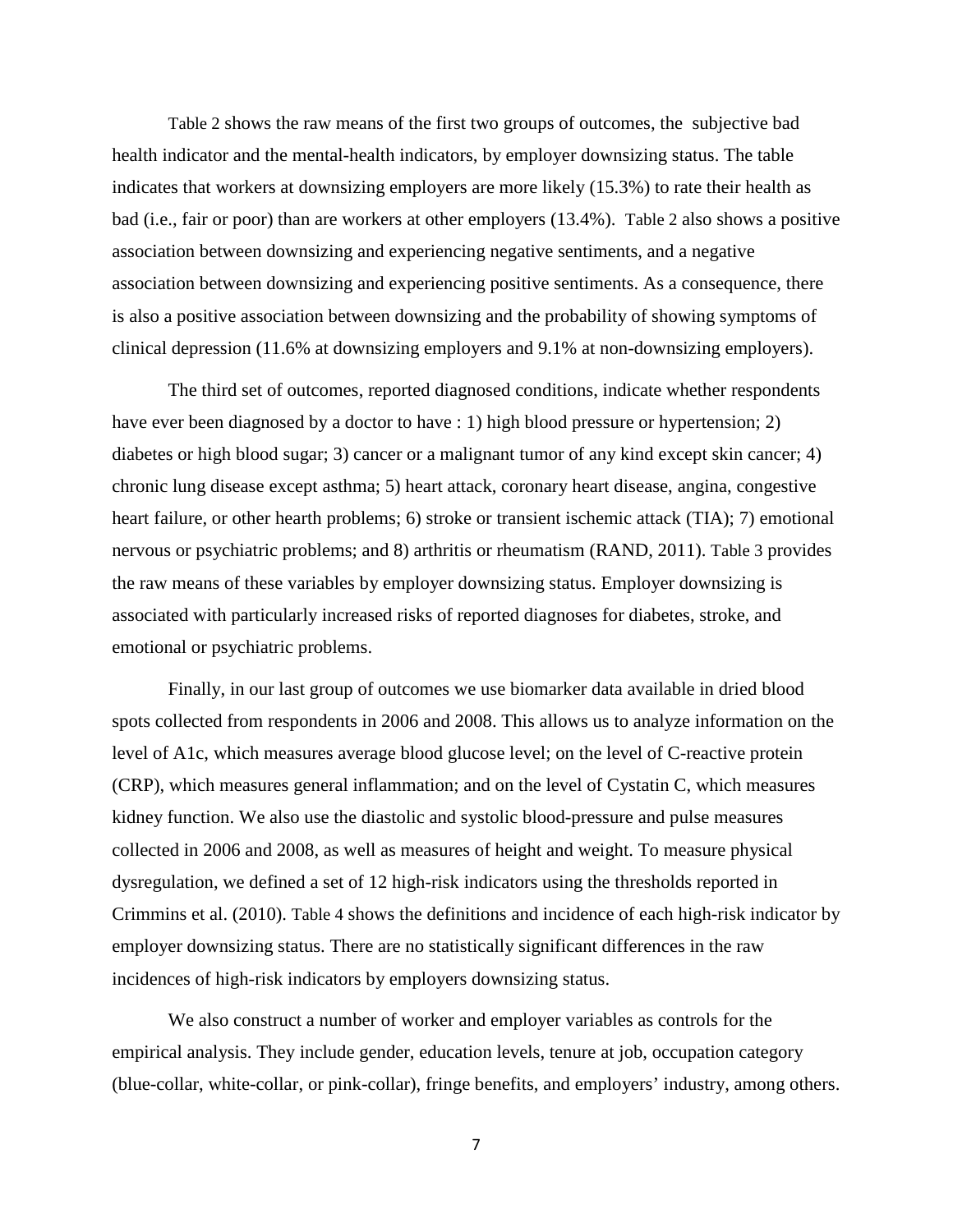Table 2 shows the raw means of the first two groups of outcomes, the subjective bad health indicator and the mental-health indicators, by employer downsizing status. The table indicates that workers at downsizing employers are more likely (15.3%) to rate their health as bad (i.e., fair or poor) than are workers at other employers (13.4%). Table 2 also shows a positive association between downsizing and experiencing negative sentiments, and a negative association between downsizing and experiencing positive sentiments. As a consequence, there is also a positive association between downsizing and the probability of showing symptoms of clinical depression (11.6% at downsizing employers and 9.1% at non-downsizing employers).

The third set of outcomes, reported diagnosed conditions, indicate whether respondents have ever been diagnosed by a doctor to have : 1) high blood pressure or hypertension; 2) diabetes or high blood sugar; 3) cancer or a malignant tumor of any kind except skin cancer; 4) chronic lung disease except asthma; 5) heart attack, coronary heart disease, angina, congestive heart failure, or other hearth problems; 6) stroke or transient ischemic attack (TIA); 7) emotional nervous or psychiatric problems; and 8) arthritis or rheumatism (RAND, 2011). Table 3 provides the raw means of these variables by employer downsizing status. Employer downsizing is associated with particularly increased risks of reported diagnoses for diabetes, stroke, and emotional or psychiatric problems.

Finally, in our last group of outcomes we use biomarker data available in dried blood spots collected from respondents in 2006 and 2008. This allows us to analyze information on the level of A1c, which measures average blood glucose level; on the level of C-reactive protein (CRP), which measures general inflammation; and on the level of Cystatin C, which measures kidney function. We also use the diastolic and systolic blood-pressure and pulse measures collected in 2006 and 2008, as well as measures of height and weight. To measure physical dysregulation, we defined a set of 12 high-risk indicators using the thresholds reported in Crimmins et al. (2010). Table 4 shows the definitions and incidence of each high-risk indicator by employer downsizing status. There are no statistically significant differences in the raw incidences of high-risk indicators by employers downsizing status.

We also construct a number of worker and employer variables as controls for the empirical analysis. They include gender, education levels, tenure at job, occupation category (blue-collar, white-collar, or pink-collar), fringe benefits, and employers' industry, among others.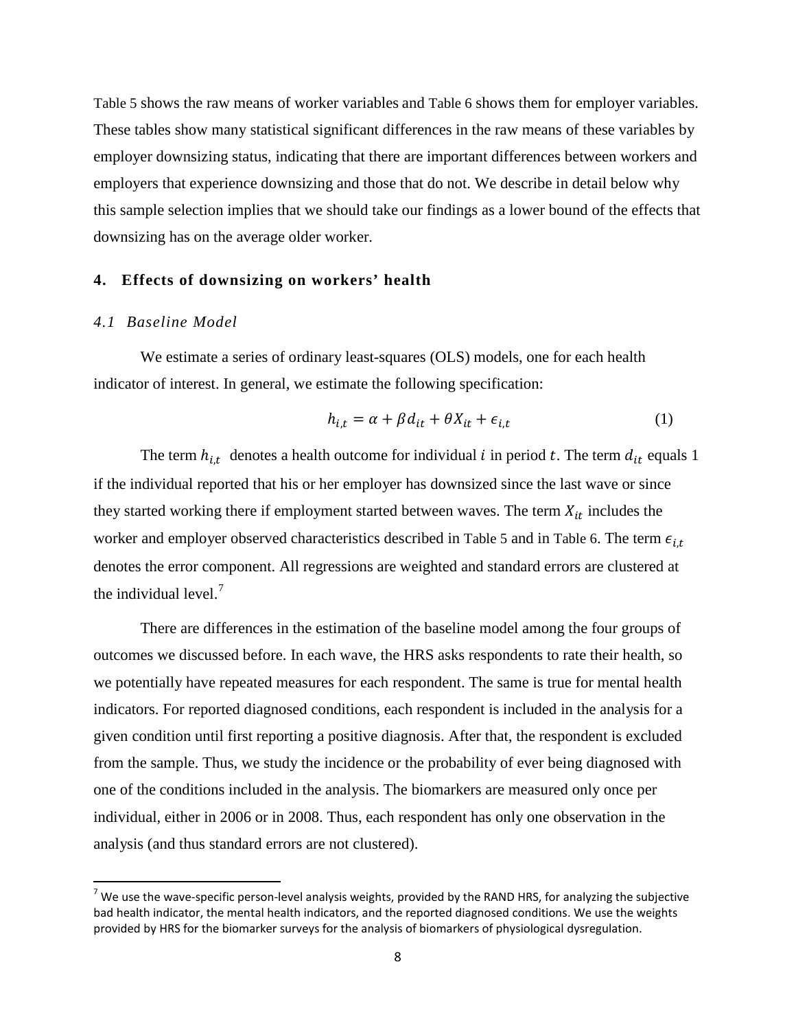Table 5 shows the raw means of worker variables and Table 6 shows them for employer variables. These tables show many statistical significant differences in the raw means of these variables by employer downsizing status, indicating that there are important differences between workers and employers that experience downsizing and those that do not. We describe in detail below why this sample selection implies that we should take our findings as a lower bound of the effects that downsizing has on the average older worker.

## 4. Effects of downsizing on workers' health

### *4.1 Baseline Model*

We estimate a series of ordinary least-squares (OLS) models, one for each health indicator of interest. In general, we estimate the following specification:

$$h_{i,t} = \alpha + \beta d_{it} + \theta X_{it} + \epsilon_{i,t} \quad (1)$$

The term $h_{i,t}$ denotes a health outcome for individual $i$ in period $t$. The term $d_{it}$ equals 1 if the individual reported that his or her employer has downsized since the last wave or since they started working there if employment started between waves. The term $X_{it}$ includes the worker and employer observed characteristics described in Table 5 and in Table 6. The term $\epsilon_{i,t}$ denotes the error component. All regressions are weighted and standard errors are clustered at the individual level.[7]

There are differences in the estimation of the baseline model among the four groups of outcomes we discussed before. In each wave, the HRS asks respondents to rate their health, so we potentially have repeated measures for each respondent. The same is true for mental health indicators. For reported diagnosed conditions, each respondent is included in the analysis for a given condition until first reporting a positive diagnosis. After that, the respondent is excluded from the sample. Thus, we study the incidence or the probability of ever being diagnosed with one of the conditions included in the analysis. The biomarkers are measured only once per individual, either in 2006 or in 2008. Thus, each respondent has only one observation in the analysis (and thus standard errors are not clustered).

[7] We use the wave-specific person-level analysis weights, provided by the RAND HRS, for analyzing the subjective bad health indicator, the mental health indicators, and the reported diagnosed conditions. We use the weights provided by HRS for the biomarker surveys for the analysis of biomarkers of physiological dysregulation.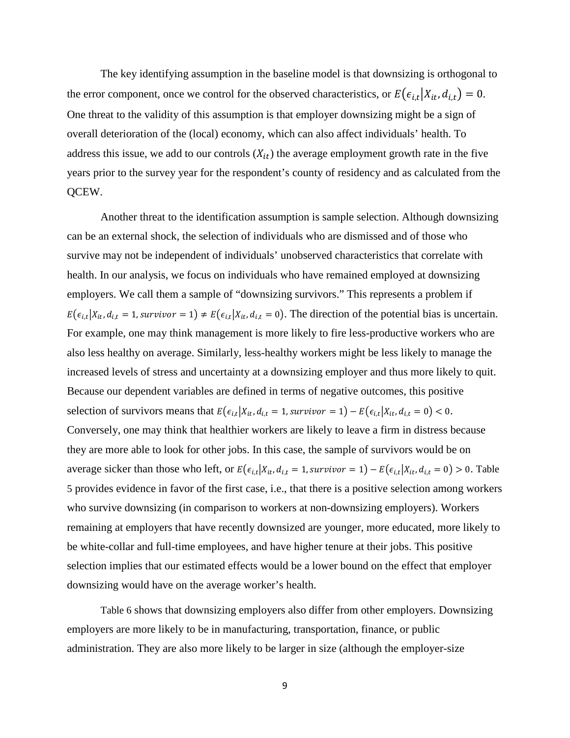The key identifying assumption in the baseline model is that downsizing is orthogonal to the error component, once we control for the observed characteristics, or $E(\epsilon_{i,t}|X_{it}, d_{i,t}) = 0$. One threat to the validity of this assumption is that employer downsizing might be a sign of overall deterioration of the (local) economy, which can also affect individuals' health. To address this issue, we add to our controls ($X_{it}$) the average employment growth rate in the five years prior to the survey year for the respondent's county of residency and as calculated from the QCEW.

Another threat to the identification assumption is sample selection. Although downsizing can be an external shock, the selection of individuals who are dismissed and of those who survive may not be independent of individuals' unobserved characteristics that correlate with health. In our analysis, we focus on individuals who have remained employed at downsizing employers. We call them a sample of "downsizing survivors." This represents a problem if $E(\epsilon_{i,t}|X_{it}, d_{i,t} = 1, survivor = 1) \neq E(\epsilon_{i,t}|X_{it}, d_{i,t} = 0)$. The direction of the potential bias is uncertain. For example, one may think management is more likely to fire less-productive workers who are also less healthy on average. Similarly, less-healthy workers might be less likely to manage the increased levels of stress and uncertainty at a downsizing employer and thus more likely to quit. Because our dependent variables are defined in terms of negative outcomes, this positive selection of survivors means that $E(\epsilon_{i,t}|X_{it}, d_{i,t} = 1, survivor = 1) - E(\epsilon_{i,t}|X_{it}, d_{i,t} = 0) < 0$. Conversely, one may think that healthier workers are likely to leave a firm in distress because they are more able to look for other jobs. In this case, the sample of survivors would be on average sicker than those who left, or $E(\epsilon_{i,t}|X_{it}, d_{i,t} = 1, survivor = 1) - E(\epsilon_{i,t}|X_{it}, d_{i,t} = 0) > 0$. Table 5 provides evidence in favor of the first case, i.e., that there is a positive selection among workers who survive downsizing (in comparison to workers at non-downsizing employers). Workers remaining at employers that have recently downsized are younger, more educated, more likely to be white-collar and full-time employees, and have higher tenure at their jobs. This positive selection implies that our estimated effects would be a lower bound on the effect that employer downsizing would have on the average worker's health.

Table 6 shows that downsizing employers also differ from other employers. Downsizing employers are more likely to be in manufacturing, transportation, finance, or public administration. They are also more likely to be larger in size (although the employer-size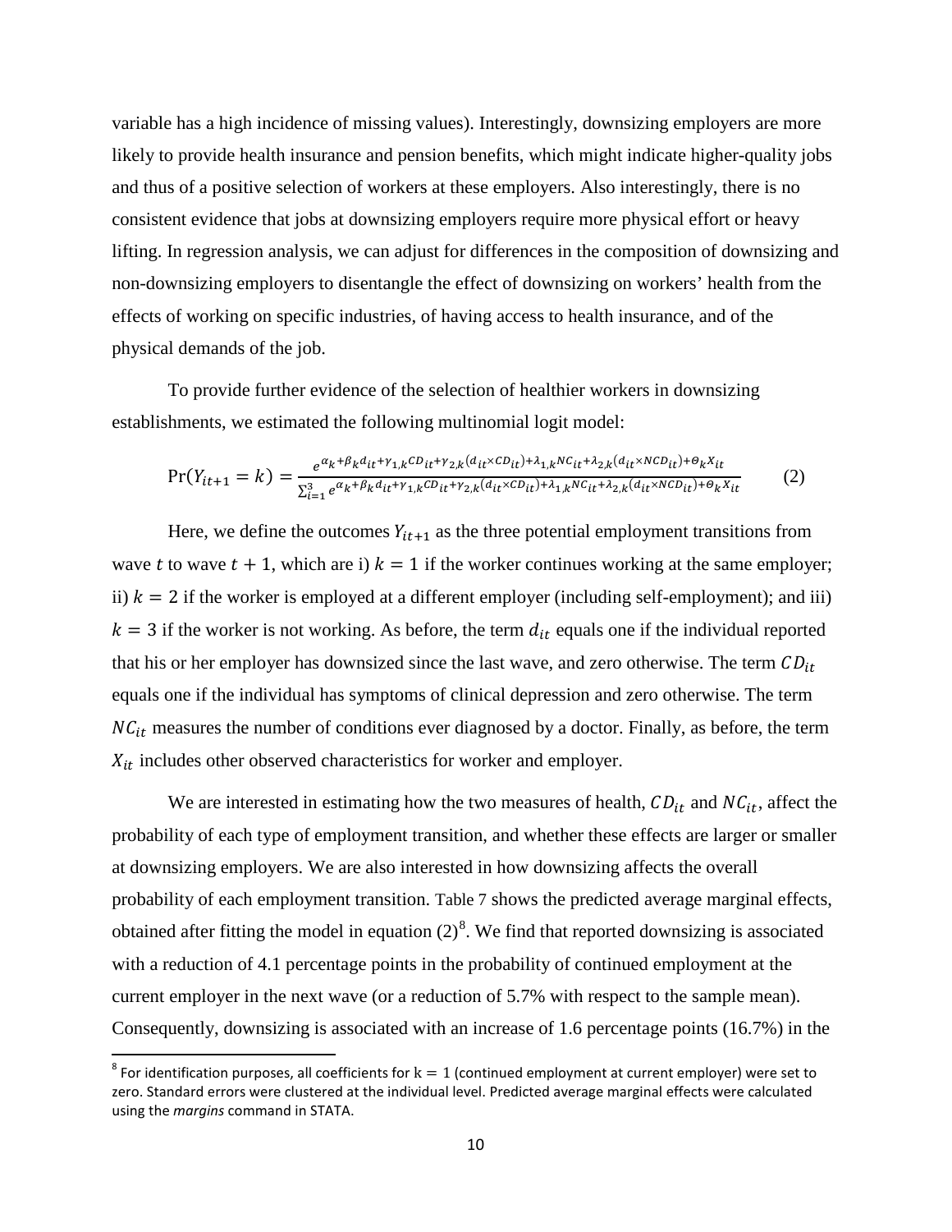variable has a high incidence of missing values). Interestingly, downsizing employers are more likely to provide health insurance and pension benefits, which might indicate higher-quality jobs and thus of a positive selection of workers at these employers. Also interestingly, there is no consistent evidence that jobs at downsizing employers require more physical effort or heavy lifting. In regression analysis, we can adjust for differences in the composition of downsizing and non-downsizing employers to disentangle the effect of downsizing on workers' health from the effects of working on specific industries, of having access to health insurance, and of the physical demands of the job.

To provide further evidence of the selection of healthier workers in downsizing establishments, we estimated the following multinomial logit model:

$$\Pr(Y_{it+1} = k) = \frac{e^{\alpha_k + \beta_k d_{it} + \gamma_{1,k} CD_{it} + \gamma_{2,k}(d_{it} \times CD_{it}) + \lambda_{1,k} NC_{it} + \lambda_{2,k}(d_{it} \times NCD_{it}) + \theta_k X_{it}}}{\sum_{i=1}^{3} e^{\alpha_k + \beta_k d_{it} + \gamma_{1,k} CD_{it} + \gamma_{2,k}(d_{it} \times CD_{it}) + \lambda_{1,k} NC_{it} + \lambda_{2,k}(d_{it} \times NCD_{it}) + \theta_k X_{it}}} \qquad (2)$$

Here, we define the outcomes $Y_{it+1}$ as the three potential employment transitions from wave $t$ to wave $t+1$, which are i) $k = 1$ if the worker continues working at the same employer; ii) $k = 2$ if the worker is employed at a different employer (including self-employment); and iii) $k = 3$ if the worker is not working. As before, the term $d_{it}$ equals one if the individual reported that his or her employer has downsized since the last wave, and zero otherwise. The term $CD_{it}$ equals one if the individual has symptoms of clinical depression and zero otherwise. The term $NC_{it}$ measures the number of conditions ever diagnosed by a doctor. Finally, as before, the term $X_{it}$ includes other observed characteristics for worker and employer.

We are interested in estimating how the two measures of health, $CD_{it}$ and $NC_{it}$, affect the probability of each type of employment transition, and whether these effects are larger or smaller at downsizing employers. We are also interested in how downsizing affects the overall probability of each employment transition. Table 7 shows the predicted average marginal effects, obtained after fitting the model in equation (2)[8]. We find that reported downsizing is associated with a reduction of 4.1 percentage points in the probability of continued employment at the current employer in the next wave (or a reduction of 5.7% with respect to the sample mean). Consequently, downsizing is associated with an increase of 1.6 percentage points (16.7%) in the

---

[8] For identification purposes, all coefficients for $k = 1$ (continued employment at current employer) were set to zero. Standard errors were clustered at the individual level. Predicted average marginal effects were calculated using the *margins* command in STATA.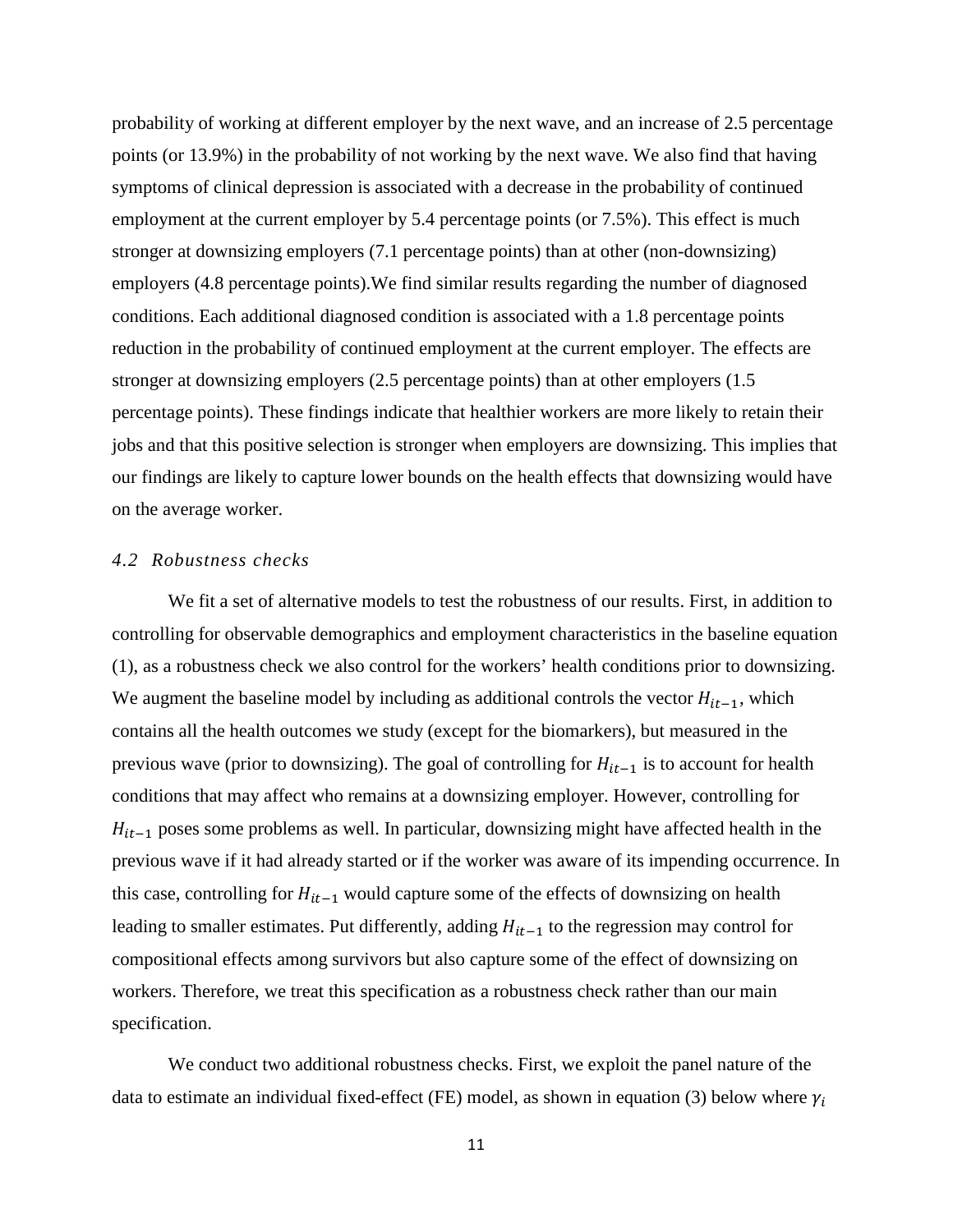probability of working at different employer by the next wave, and an increase of 2.5 percentage points (or 13.9%) in the probability of not working by the next wave. We also find that having symptoms of clinical depression is associated with a decrease in the probability of continued employment at the current employer by 5.4 percentage points (or 7.5%). This effect is much stronger at downsizing employers (7.1 percentage points) than at other (non-downsizing) employers (4.8 percentage points).We find similar results regarding the number of diagnosed conditions. Each additional diagnosed condition is associated with a 1.8 percentage points reduction in the probability of continued employment at the current employer. The effects are stronger at downsizing employers (2.5 percentage points) than at other employers (1.5 percentage points). These findings indicate that healthier workers are more likely to retain their jobs and that this positive selection is stronger when employers are downsizing. This implies that our findings are likely to capture lower bounds on the health effects that downsizing would have on the average worker.

### *4.2 Robustness checks*

We fit a set of alternative models to test the robustness of our results. First, in addition to controlling for observable demographics and employment characteristics in the baseline equation (1), as a robustness check we also control for the workers' health conditions prior to downsizing. We augment the baseline model by including as additional controls the vector $H_{it-1}$, which contains all the health outcomes we study (except for the biomarkers), but measured in the previous wave (prior to downsizing). The goal of controlling for $H_{it-1}$ is to account for health conditions that may affect who remains at a downsizing employer. However, controlling for $H_{it-1}$ poses some problems as well. In particular, downsizing might have affected health in the previous wave if it had already started or if the worker was aware of its impending occurrence. In this case, controlling for $H_{it-1}$ would capture some of the effects of downsizing on health leading to smaller estimates. Put differently, adding $H_{it-1}$ to the regression may control for compositional effects among survivors but also capture some of the effect of downsizing on workers. Therefore, we treat this specification as a robustness check rather than our main specification.

We conduct two additional robustness checks. First, we exploit the panel nature of the data to estimate an individual fixed-effect (FE) model, as shown in equation (3) below where $\gamma_i$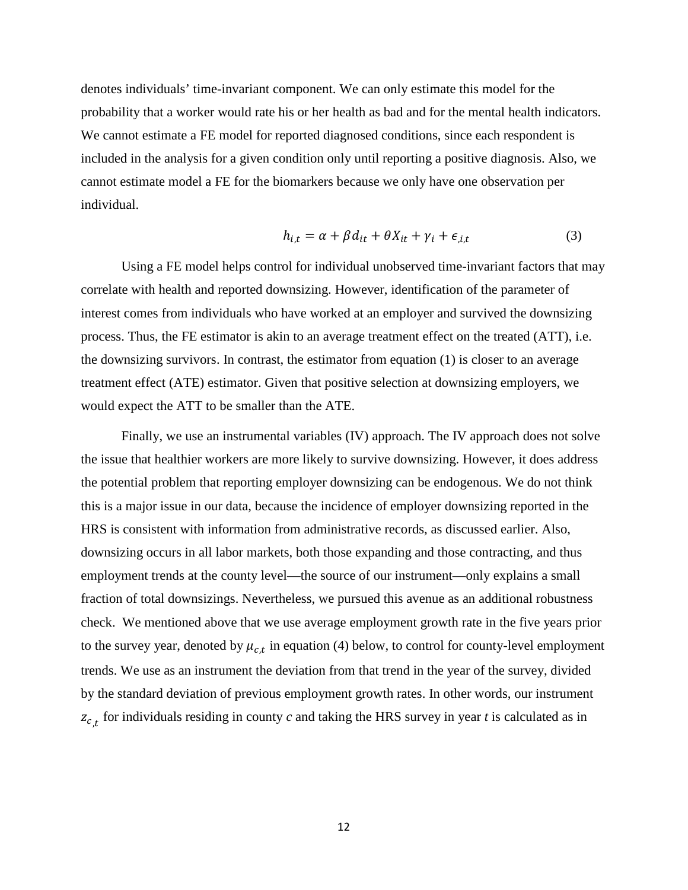denotes individuals' time-invariant component. We can only estimate this model for the probability that a worker would rate his or her health as bad and for the mental health indicators. We cannot estimate a FE model for reported diagnosed conditions, since each respondent is included in the analysis for a given condition only until reporting a positive diagnosis. Also, we cannot estimate model a FE for the biomarkers because we only have one observation per individual.

$$h_{i,t} = \alpha + \beta d_{it} + \theta X_{it} + \gamma_i + \epsilon_{,i,t} \tag{3}$$

Using a FE model helps control for individual unobserved time-invariant factors that may correlate with health and reported downsizing. However, identification of the parameter of interest comes from individuals who have worked at an employer and survived the downsizing process. Thus, the FE estimator is akin to an average treatment effect on the treated (ATT), i.e. the downsizing survivors. In contrast, the estimator from equation (1) is closer to an average treatment effect (ATE) estimator. Given that positive selection at downsizing employers, we would expect the ATT to be smaller than the ATE.

Finally, we use an instrumental variables (IV) approach. The IV approach does not solve the issue that healthier workers are more likely to survive downsizing. However, it does address the potential problem that reporting employer downsizing can be endogenous. We do not think this is a major issue in our data, because the incidence of employer downsizing reported in the HRS is consistent with information from administrative records, as discussed earlier. Also, downsizing occurs in all labor markets, both those expanding and those contracting, and thus employment trends at the county level—the source of our instrument—only explains a small fraction of total downsizings. Nevertheless, we pursued this avenue as an additional robustness check. We mentioned above that we use average employment growth rate in the five years prior to the survey year, denoted by $\mu_{c,t}$ in equation (4) below, to control for county-level employment trends. We use as an instrument the deviation from that trend in the year of the survey, divided by the standard deviation of previous employment growth rates. In other words, our instrument $z_{c,t}$ for individuals residing in county *c* and taking the HRS survey in year *t* is calculated as in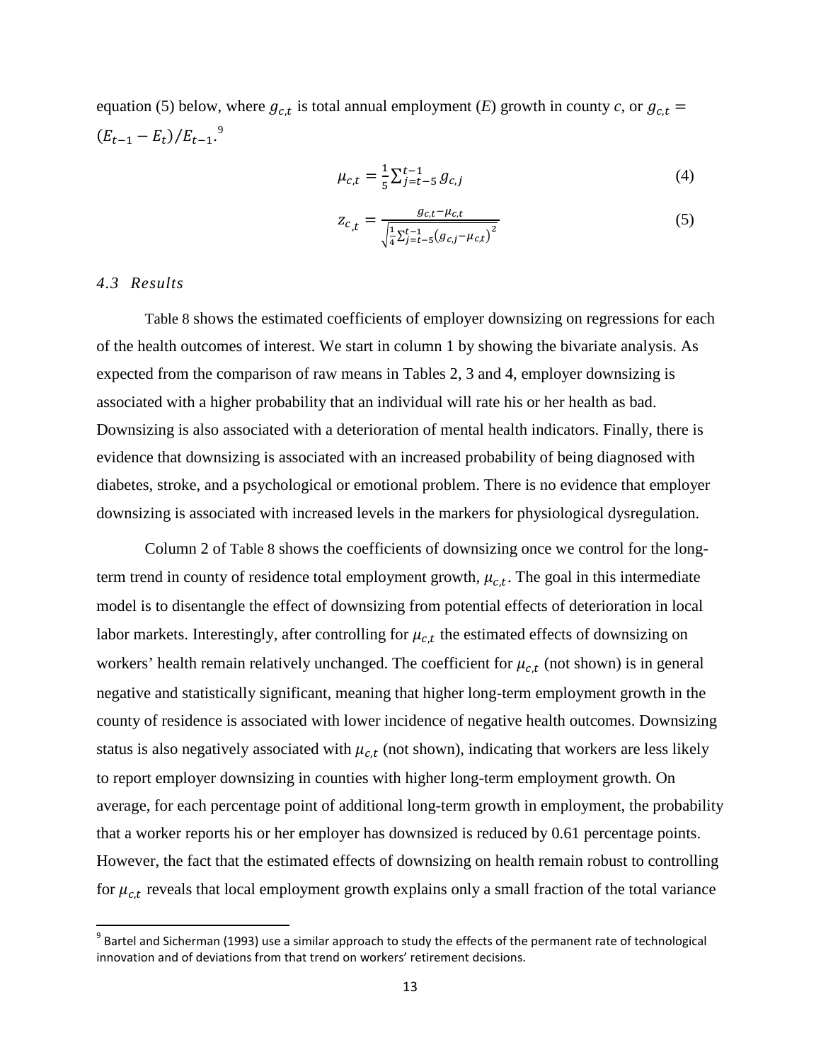equation (5) below, where $g_{c,t}$ is total annual employment ($E$) growth in county $c$, or $g_{c,t} = (E_{t-1} - E_t)/E_{t-1}$.[9]

$$\mu_{c,t} = \frac{1}{5}\sum_{j=t-5}^{t-1} g_{c,j} \tag{4}$$

$$z_{c,t} = \frac{g_{c,t} - \mu_{c,t}}{\sqrt{\frac{1}{4}\sum_{j=t-5}^{t-1}\left(g_{c,j} - \mu_{c,t}\right)^2}} \tag{5}$$

### *4.3 Results*

Table 8 shows the estimated coefficients of employer downsizing on regressions for each of the health outcomes of interest. We start in column 1 by showing the bivariate analysis. As expected from the comparison of raw means in Tables 2, 3 and 4, employer downsizing is associated with a higher probability that an individual will rate his or her health as bad. Downsizing is also associated with a deterioration of mental health indicators. Finally, there is evidence that downsizing is associated with an increased probability of being diagnosed with diabetes, stroke, and a psychological or emotional problem. There is no evidence that employer downsizing is associated with increased levels in the markers for physiological dysregulation.

Column 2 of Table 8 shows the coefficients of downsizing once we control for the long-term trend in county of residence total employment growth, $\mu_{c,t}$. The goal in this intermediate model is to disentangle the effect of downsizing from potential effects of deterioration in local labor markets. Interestingly, after controlling for $\mu_{c,t}$ the estimated effects of downsizing on workers' health remain relatively unchanged. The coefficient for $\mu_{c,t}$ (not shown) is in general negative and statistically significant, meaning that higher long-term employment growth in the county of residence is associated with lower incidence of negative health outcomes. Downsizing status is also negatively associated with $\mu_{c,t}$ (not shown), indicating that workers are less likely to report employer downsizing in counties with higher long-term employment growth. On average, for each percentage point of additional long-term growth in employment, the probability that a worker reports his or her employer has downsized is reduced by 0.61 percentage points. However, the fact that the estimated effects of downsizing on health remain robust to controlling for $\mu_{c,t}$ reveals that local employment growth explains only a small fraction of the total variance

[9] Bartel and Sicherman (1993) use a similar approach to study the effects of the permanent rate of technological innovation and of deviations from that trend on workers' retirement decisions.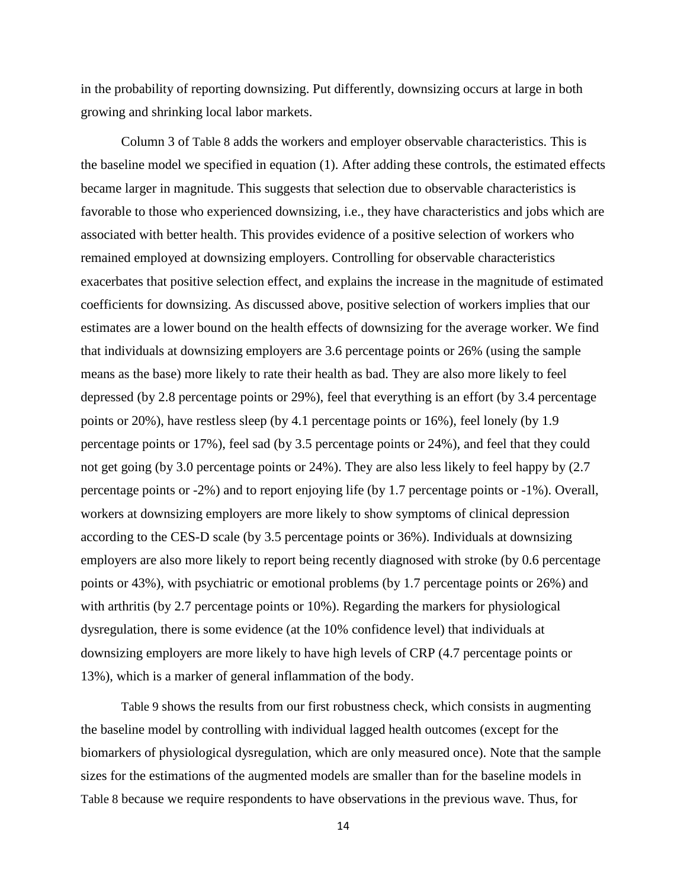in the probability of reporting downsizing. Put differently, downsizing occurs at large in both growing and shrinking local labor markets.

Column 3 of Table 8 adds the workers and employer observable characteristics. This is the baseline model we specified in equation (1). After adding these controls, the estimated effects became larger in magnitude. This suggests that selection due to observable characteristics is favorable to those who experienced downsizing, i.e., they have characteristics and jobs which are associated with better health. This provides evidence of a positive selection of workers who remained employed at downsizing employers. Controlling for observable characteristics exacerbates that positive selection effect, and explains the increase in the magnitude of estimated coefficients for downsizing. As discussed above, positive selection of workers implies that our estimates are a lower bound on the health effects of downsizing for the average worker. We find that individuals at downsizing employers are 3.6 percentage points or 26% (using the sample means as the base) more likely to rate their health as bad. They are also more likely to feel depressed (by 2.8 percentage points or 29%), feel that everything is an effort (by 3.4 percentage points or 20%), have restless sleep (by 4.1 percentage points or 16%), feel lonely (by 1.9 percentage points or 17%), feel sad (by 3.5 percentage points or 24%), and feel that they could not get going (by 3.0 percentage points or 24%). They are also less likely to feel happy by (2.7 percentage points or -2%) and to report enjoying life (by 1.7 percentage points or -1%). Overall, workers at downsizing employers are more likely to show symptoms of clinical depression according to the CES-D scale (by 3.5 percentage points or 36%). Individuals at downsizing employers are also more likely to report being recently diagnosed with stroke (by 0.6 percentage points or 43%), with psychiatric or emotional problems (by 1.7 percentage points or 26%) and with arthritis (by 2.7 percentage points or 10%). Regarding the markers for physiological dysregulation, there is some evidence (at the 10% confidence level) that individuals at downsizing employers are more likely to have high levels of CRP (4.7 percentage points or 13%), which is a marker of general inflammation of the body.

Table 9 shows the results from our first robustness check, which consists in augmenting the baseline model by controlling with individual lagged health outcomes (except for the biomarkers of physiological dysregulation, which are only measured once). Note that the sample sizes for the estimations of the augmented models are smaller than for the baseline models in Table 8 because we require respondents to have observations in the previous wave. Thus, for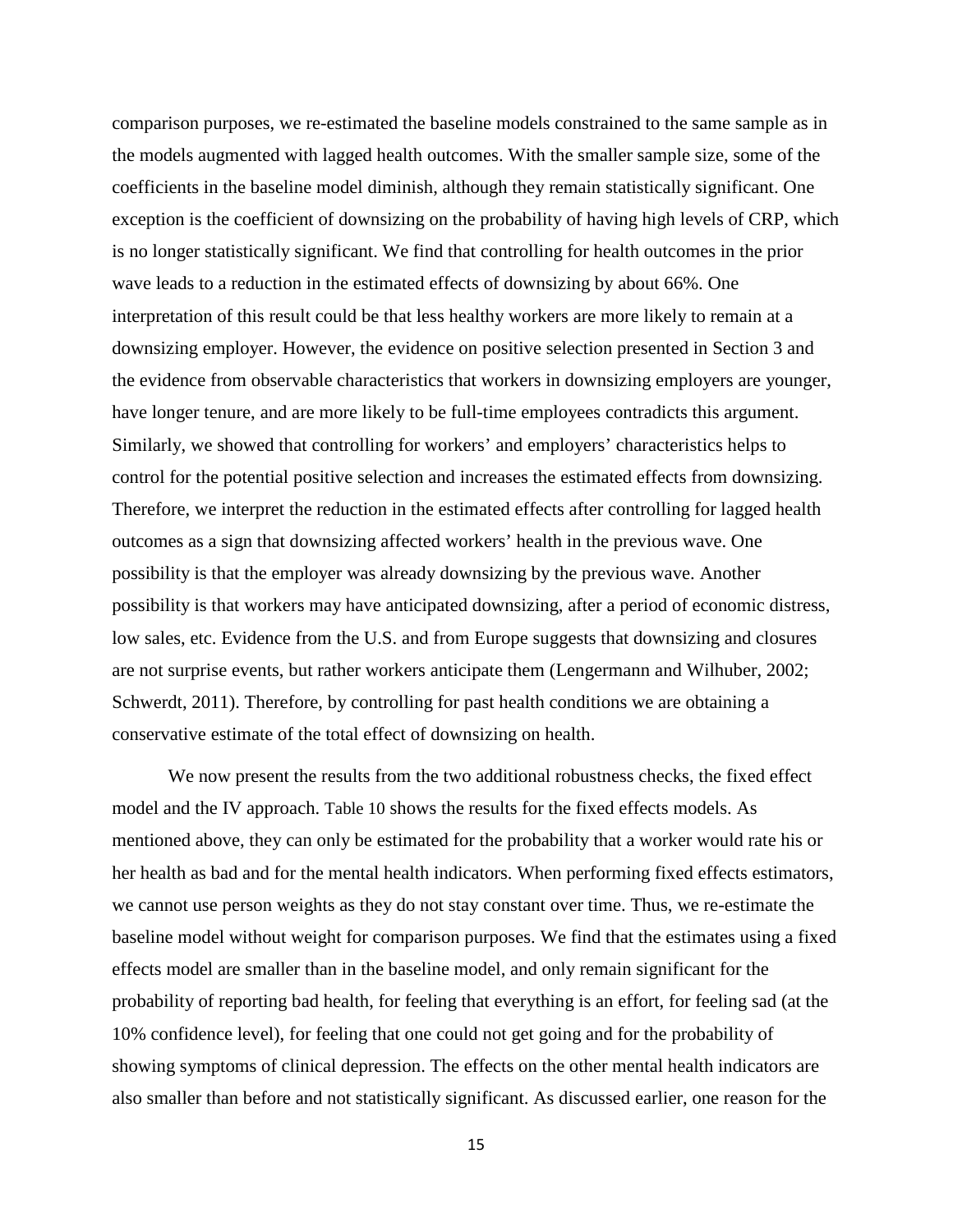comparison purposes, we re-estimated the baseline models constrained to the same sample as in the models augmented with lagged health outcomes. With the smaller sample size, some of the coefficients in the baseline model diminish, although they remain statistically significant. One exception is the coefficient of downsizing on the probability of having high levels of CRP, which is no longer statistically significant. We find that controlling for health outcomes in the prior wave leads to a reduction in the estimated effects of downsizing by about 66%. One interpretation of this result could be that less healthy workers are more likely to remain at a downsizing employer. However, the evidence on positive selection presented in Section 3 and the evidence from observable characteristics that workers in downsizing employers are younger, have longer tenure, and are more likely to be full-time employees contradicts this argument. Similarly, we showed that controlling for workers' and employers' characteristics helps to control for the potential positive selection and increases the estimated effects from downsizing. Therefore, we interpret the reduction in the estimated effects after controlling for lagged health outcomes as a sign that downsizing affected workers' health in the previous wave. One possibility is that the employer was already downsizing by the previous wave. Another possibility is that workers may have anticipated downsizing, after a period of economic distress, low sales, etc. Evidence from the U.S. and from Europe suggests that downsizing and closures are not surprise events, but rather workers anticipate them (Lengermann and Wilhuber, 2002; Schwerdt, 2011). Therefore, by controlling for past health conditions we are obtaining a conservative estimate of the total effect of downsizing on health.

We now present the results from the two additional robustness checks, the fixed effect model and the IV approach. Table 10 shows the results for the fixed effects models. As mentioned above, they can only be estimated for the probability that a worker would rate his or her health as bad and for the mental health indicators. When performing fixed effects estimators, we cannot use person weights as they do not stay constant over time. Thus, we re-estimate the baseline model without weight for comparison purposes. We find that the estimates using a fixed effects model are smaller than in the baseline model, and only remain significant for the probability of reporting bad health, for feeling that everything is an effort, for feeling sad (at the 10% confidence level), for feeling that one could not get going and for the probability of showing symptoms of clinical depression. The effects on the other mental health indicators are also smaller than before and not statistically significant. As discussed earlier, one reason for the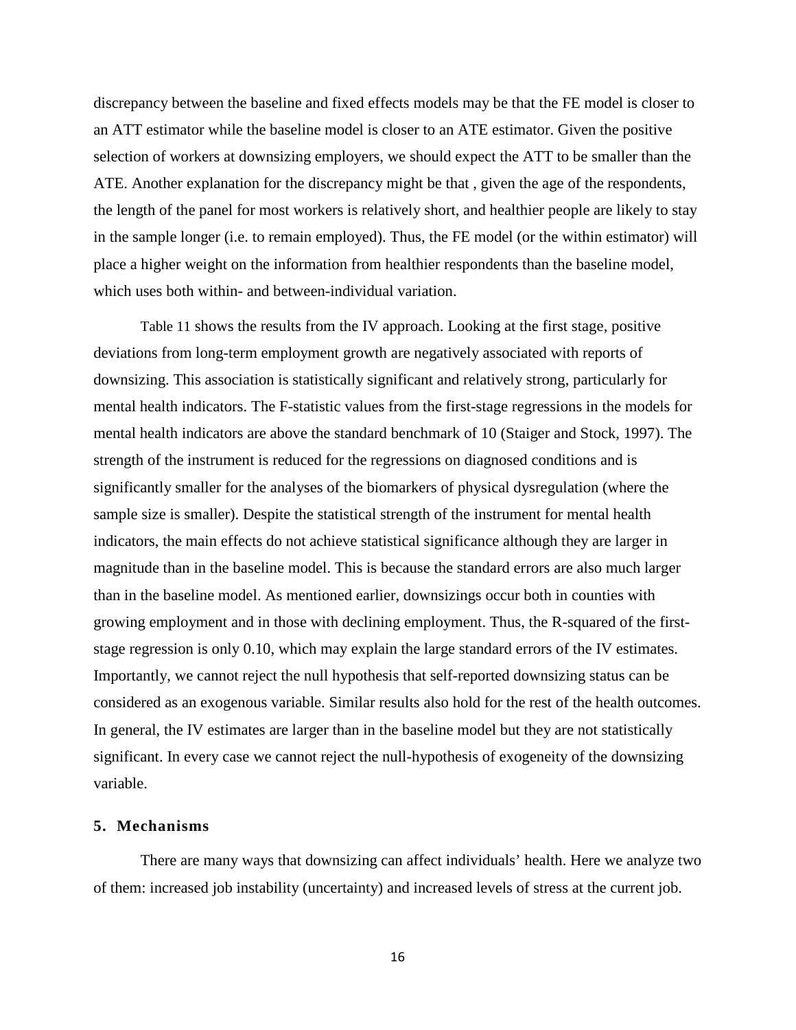discrepancy between the baseline and fixed effects models may be that the FE model is closer to an ATT estimator while the baseline model is closer to an ATE estimator. Given the positive selection of workers at downsizing employers, we should expect the ATT to be smaller than the ATE. Another explanation for the discrepancy might be that , given the age of the respondents, the length of the panel for most workers is relatively short, and healthier people are likely to stay in the sample longer (i.e. to remain employed). Thus, the FE model (or the within estimator) will place a higher weight on the information from healthier respondents than the baseline model, which uses both within- and between-individual variation.

Table 11 shows the results from the IV approach. Looking at the first stage, positive deviations from long-term employment growth are negatively associated with reports of downsizing. This association is statistically significant and relatively strong, particularly for mental health indicators. The F-statistic values from the first-stage regressions in the models for mental health indicators are above the standard benchmark of 10 (Staiger and Stock, 1997). The strength of the instrument is reduced for the regressions on diagnosed conditions and is significantly smaller for the analyses of the biomarkers of physical dysregulation (where the sample size is smaller). Despite the statistical strength of the instrument for mental health indicators, the main effects do not achieve statistical significance although they are larger in magnitude than in the baseline model. This is because the standard errors are also much larger than in the baseline model. As mentioned earlier, downsizings occur both in counties with growing employment and in those with declining employment. Thus, the R-squared of the first-stage regression is only 0.10, which may explain the large standard errors of the IV estimates. Importantly, we cannot reject the null hypothesis that self-reported downsizing status can be considered as an exogenous variable. Similar results also hold for the rest of the health outcomes. In general, the IV estimates are larger than in the baseline model but they are not statistically significant. In every case we cannot reject the null-hypothesis of exogeneity of the downsizing variable.

## 5. Mechanisms

There are many ways that downsizing can affect individuals' health. Here we analyze two of them: increased job instability (uncertainty) and increased levels of stress at the current job.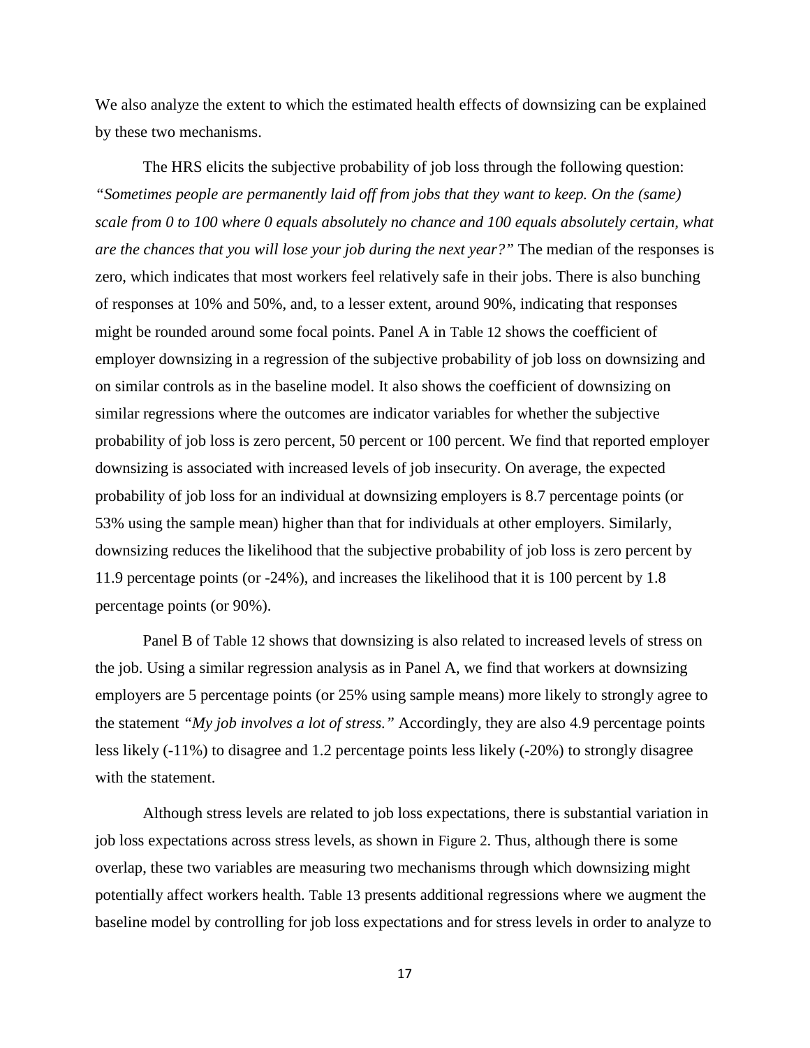We also analyze the extent to which the estimated health effects of downsizing can be explained by these two mechanisms.

The HRS elicits the subjective probability of job loss through the following question: *"Sometimes people are permanently laid off from jobs that they want to keep. On the (same) scale from 0 to 100 where 0 equals absolutely no chance and 100 equals absolutely certain, what are the chances that you will lose your job during the next year?"* The median of the responses is zero, which indicates that most workers feel relatively safe in their jobs. There is also bunching of responses at 10% and 50%, and, to a lesser extent, around 90%, indicating that responses might be rounded around some focal points. Panel A in Table 12 shows the coefficient of employer downsizing in a regression of the subjective probability of job loss on downsizing and on similar controls as in the baseline model. It also shows the coefficient of downsizing on similar regressions where the outcomes are indicator variables for whether the subjective probability of job loss is zero percent, 50 percent or 100 percent. We find that reported employer downsizing is associated with increased levels of job insecurity. On average, the expected probability of job loss for an individual at downsizing employers is 8.7 percentage points (or 53% using the sample mean) higher than that for individuals at other employers. Similarly, downsizing reduces the likelihood that the subjective probability of job loss is zero percent by 11.9 percentage points (or -24%), and increases the likelihood that it is 100 percent by 1.8 percentage points (or 90%).

Panel B of Table 12 shows that downsizing is also related to increased levels of stress on the job. Using a similar regression analysis as in Panel A, we find that workers at downsizing employers are 5 percentage points (or 25% using sample means) more likely to strongly agree to the statement *"My job involves a lot of stress."* Accordingly, they are also 4.9 percentage points less likely (-11%) to disagree and 1.2 percentage points less likely (-20%) to strongly disagree with the statement.

Although stress levels are related to job loss expectations, there is substantial variation in job loss expectations across stress levels, as shown in Figure 2. Thus, although there is some overlap, these two variables are measuring two mechanisms through which downsizing might potentially affect workers health. Table 13 presents additional regressions where we augment the baseline model by controlling for job loss expectations and for stress levels in order to analyze to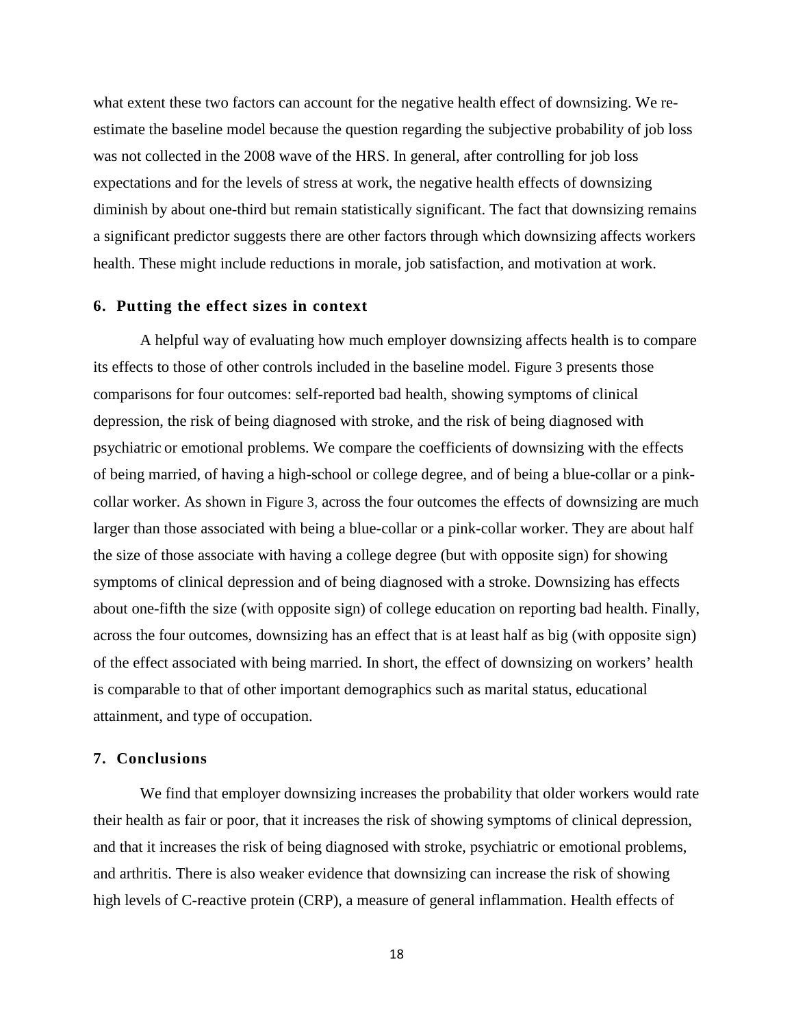what extent these two factors can account for the negative health effect of downsizing. We re-estimate the baseline model because the question regarding the subjective probability of job loss was not collected in the 2008 wave of the HRS. In general, after controlling for job loss expectations and for the levels of stress at work, the negative health effects of downsizing diminish by about one-third but remain statistically significant. The fact that downsizing remains a significant predictor suggests there are other factors through which downsizing affects workers health. These might include reductions in morale, job satisfaction, and motivation at work.

## 6. Putting the effect sizes in context

A helpful way of evaluating how much employer downsizing affects health is to compare its effects to those of other controls included in the baseline model. Figure 3 presents those comparisons for four outcomes: self-reported bad health, showing symptoms of clinical depression, the risk of being diagnosed with stroke, and the risk of being diagnosed with psychiatric or emotional problems. We compare the coefficients of downsizing with the effects of being married, of having a high-school or college degree, and of being a blue-collar or a pink-collar worker. As shown in Figure 3, across the four outcomes the effects of downsizing are much larger than those associated with being a blue-collar or a pink-collar worker. They are about half the size of those associate with having a college degree (but with opposite sign) for showing symptoms of clinical depression and of being diagnosed with a stroke. Downsizing has effects about one-fifth the size (with opposite sign) of college education on reporting bad health. Finally, across the four outcomes, downsizing has an effect that is at least half as big (with opposite sign) of the effect associated with being married. In short, the effect of downsizing on workers' health is comparable to that of other important demographics such as marital status, educational attainment, and type of occupation.

## 7. Conclusions

We find that employer downsizing increases the probability that older workers would rate their health as fair or poor, that it increases the risk of showing symptoms of clinical depression, and that it increases the risk of being diagnosed with stroke, psychiatric or emotional problems, and arthritis. There is also weaker evidence that downsizing can increase the risk of showing high levels of C-reactive protein (CRP), a measure of general inflammation. Health effects of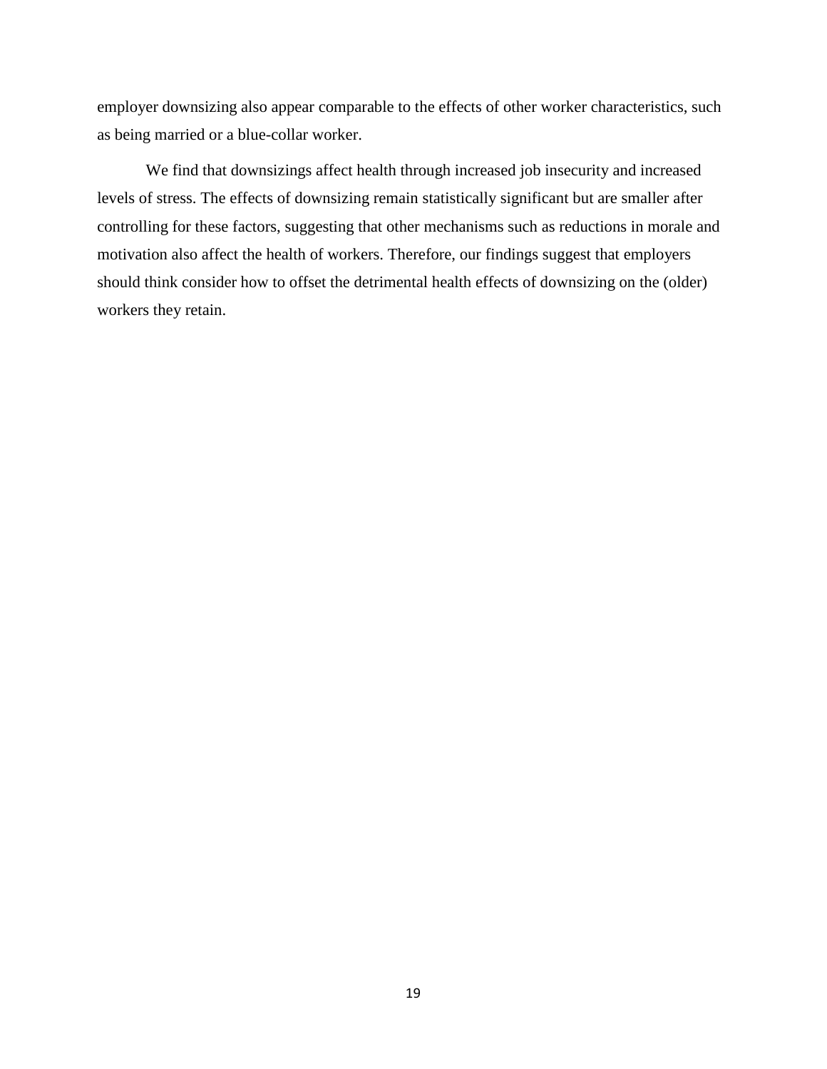employer downsizing also appear comparable to the effects of other worker characteristics, such as being married or a blue-collar worker.

We find that downsizings affect health through increased job insecurity and increased levels of stress. The effects of downsizing remain statistically significant but are smaller after controlling for these factors, suggesting that other mechanisms such as reductions in morale and motivation also affect the health of workers. Therefore, our findings suggest that employers should think consider how to offset the detrimental health effects of downsizing on the (older) workers they retain.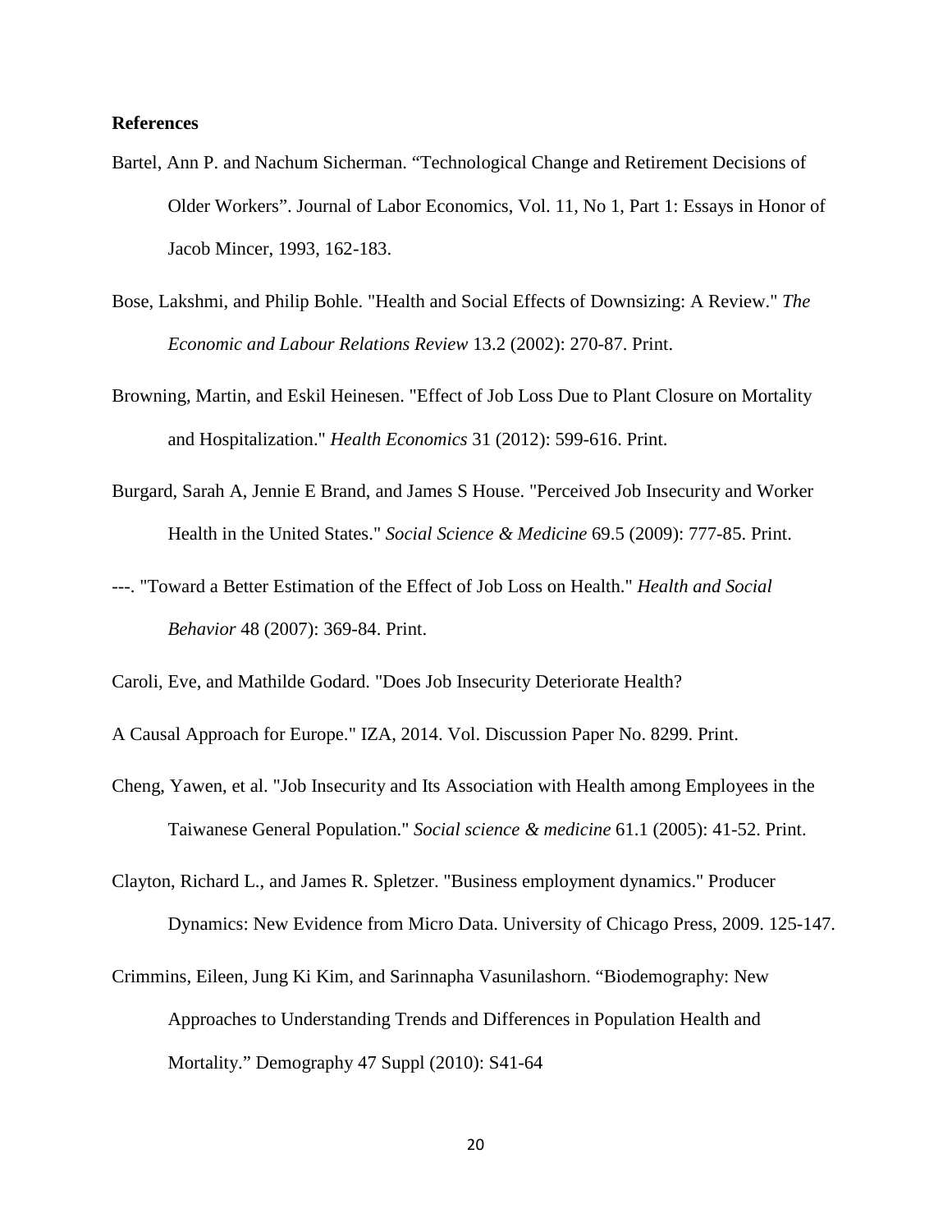**References**

Bartel, Ann P. and Nachum Sicherman. “Technological Change and Retirement Decisions of Older Workers”. Journal of Labor Economics, Vol. 11, No 1, Part 1: Essays in Honor of Jacob Mincer, 1993, 162-183.

Bose, Lakshmi, and Philip Bohle. "Health and Social Effects of Downsizing: A Review." *The Economic and Labour Relations Review* 13.2 (2002): 270-87. Print.

Browning, Martin, and Eskil Heinesen. "Effect of Job Loss Due to Plant Closure on Mortality and Hospitalization." *Health Economics* 31 (2012): 599-616. Print.

Burgard, Sarah A, Jennie E Brand, and James S House. "Perceived Job Insecurity and Worker Health in the United States." *Social Science & Medicine* 69.5 (2009): 777-85. Print.

---. "Toward a Better Estimation of the Effect of Job Loss on Health." *Health and Social Behavior* 48 (2007): 369-84. Print.

Caroli, Eve, and Mathilde Godard. "Does Job Insecurity Deteriorate Health?

A Causal Approach for Europe." IZA, 2014. Vol. Discussion Paper No. 8299. Print.

Cheng, Yawen, et al. "Job Insecurity and Its Association with Health among Employees in the Taiwanese General Population." *Social science & medicine* 61.1 (2005): 41-52. Print.

Clayton, Richard L., and James R. Spletzer. "Business employment dynamics." Producer Dynamics: New Evidence from Micro Data. University of Chicago Press, 2009. 125-147.

Crimmins, Eileen, Jung Ki Kim, and Sarinnapha Vasunilashorn. “Biodemography: New Approaches to Understanding Trends and Differences in Population Health and Mortality.” Demography 47 Suppl (2010): S41-64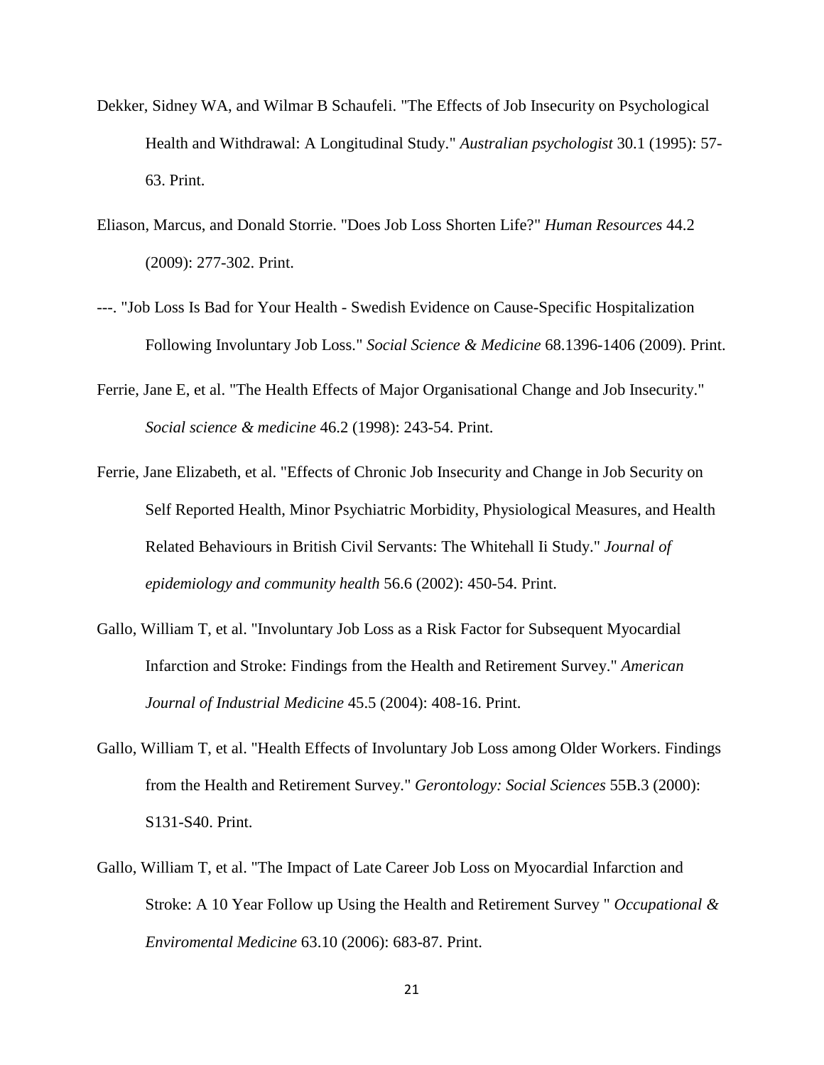Dekker, Sidney WA, and Wilmar B Schaufeli. "The Effects of Job Insecurity on Psychological Health and Withdrawal: A Longitudinal Study." *Australian psychologist* 30.1 (1995): 57-63. Print.

Eliason, Marcus, and Donald Storrie. "Does Job Loss Shorten Life?" *Human Resources* 44.2 (2009): 277-302. Print.

---. "Job Loss Is Bad for Your Health - Swedish Evidence on Cause-Specific Hospitalization Following Involuntary Job Loss." *Social Science & Medicine* 68.1396-1406 (2009). Print.

Ferrie, Jane E, et al. "The Health Effects of Major Organisational Change and Job Insecurity." *Social science & medicine* 46.2 (1998): 243-54. Print.

Ferrie, Jane Elizabeth, et al. "Effects of Chronic Job Insecurity and Change in Job Security on Self Reported Health, Minor Psychiatric Morbidity, Physiological Measures, and Health Related Behaviours in British Civil Servants: The Whitehall Ii Study." *Journal of epidemiology and community health* 56.6 (2002): 450-54. Print.

Gallo, William T, et al. "Involuntary Job Loss as a Risk Factor for Subsequent Myocardial Infarction and Stroke: Findings from the Health and Retirement Survey." *American Journal of Industrial Medicine* 45.5 (2004): 408-16. Print.

Gallo, William T, et al. "Health Effects of Involuntary Job Loss among Older Workers. Findings from the Health and Retirement Survey." *Gerontology: Social Sciences* 55B.3 (2000): S131-S40. Print.

Gallo, William T, et al. "The Impact of Late Career Job Loss on Myocardial Infarction and Stroke: A 10 Year Follow up Using the Health and Retirement Survey " *Occupational & Enviromental Medicine* 63.10 (2006): 683-87. Print.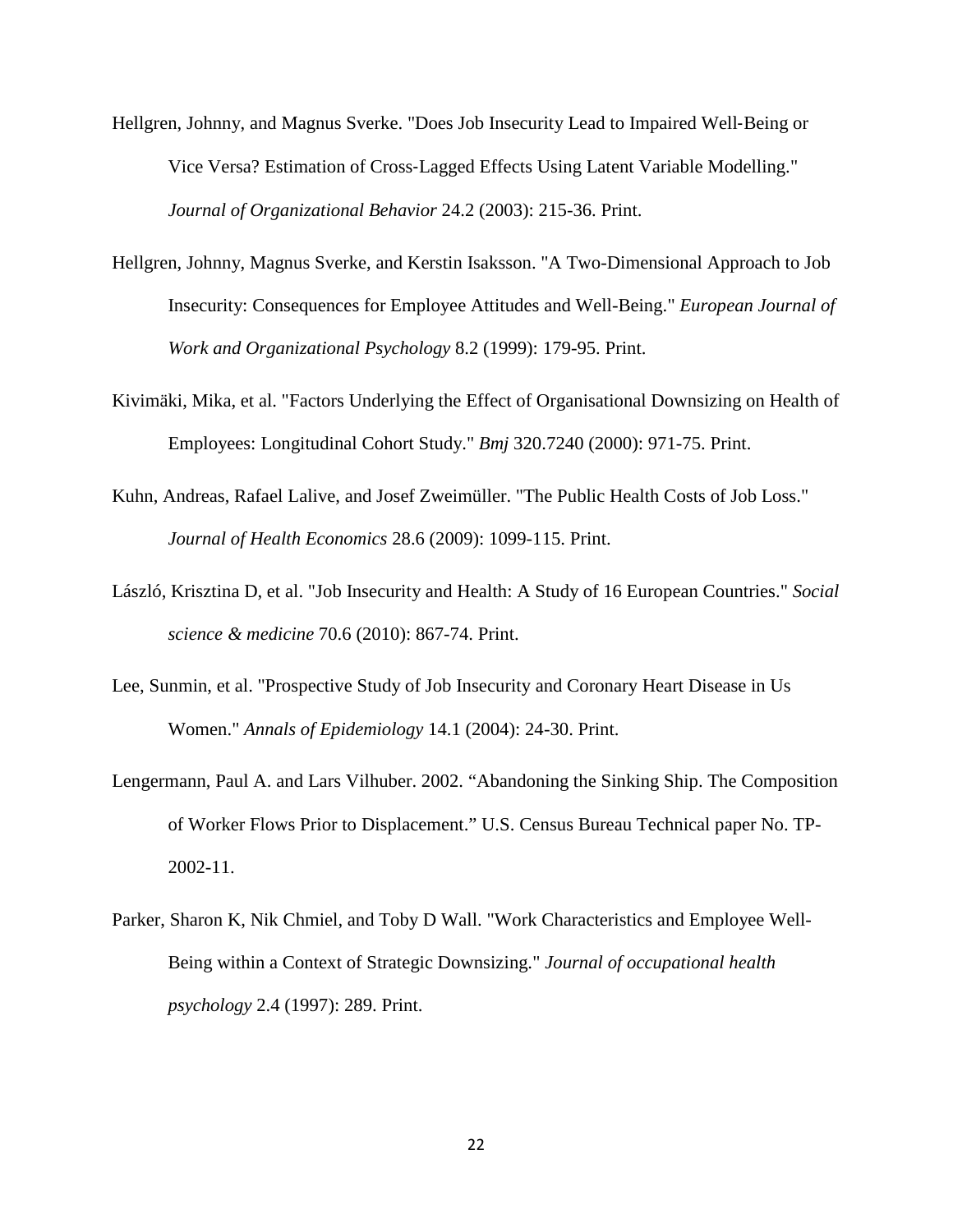Hellgren, Johnny, and Magnus Sverke. "Does Job Insecurity Lead to Impaired Well-Being or Vice Versa? Estimation of Cross-Lagged Effects Using Latent Variable Modelling." *Journal of Organizational Behavior* 24.2 (2003): 215-36. Print.

Hellgren, Johnny, Magnus Sverke, and Kerstin Isaksson. "A Two-Dimensional Approach to Job Insecurity: Consequences for Employee Attitudes and Well-Being." *European Journal of Work and Organizational Psychology* 8.2 (1999): 179-95. Print.

Kivimäki, Mika, et al. "Factors Underlying the Effect of Organisational Downsizing on Health of Employees: Longitudinal Cohort Study." *Bmj* 320.7240 (2000): 971-75. Print.

Kuhn, Andreas, Rafael Lalive, and Josef Zweimüller. "The Public Health Costs of Job Loss." *Journal of Health Economics* 28.6 (2009): 1099-115. Print.

László, Krisztina D, et al. "Job Insecurity and Health: A Study of 16 European Countries." *Social science & medicine* 70.6 (2010): 867-74. Print.

Lee, Sunmin, et al. "Prospective Study of Job Insecurity and Coronary Heart Disease in Us Women." *Annals of Epidemiology* 14.1 (2004): 24-30. Print.

Lengermann, Paul A. and Lars Vilhuber. 2002. "Abandoning the Sinking Ship. The Composition of Worker Flows Prior to Displacement." U.S. Census Bureau Technical paper No. TP-2002-11.

Parker, Sharon K, Nik Chmiel, and Toby D Wall. "Work Characteristics and Employee Well-Being within a Context of Strategic Downsizing." *Journal of occupational health psychology* 2.4 (1997): 289. Print.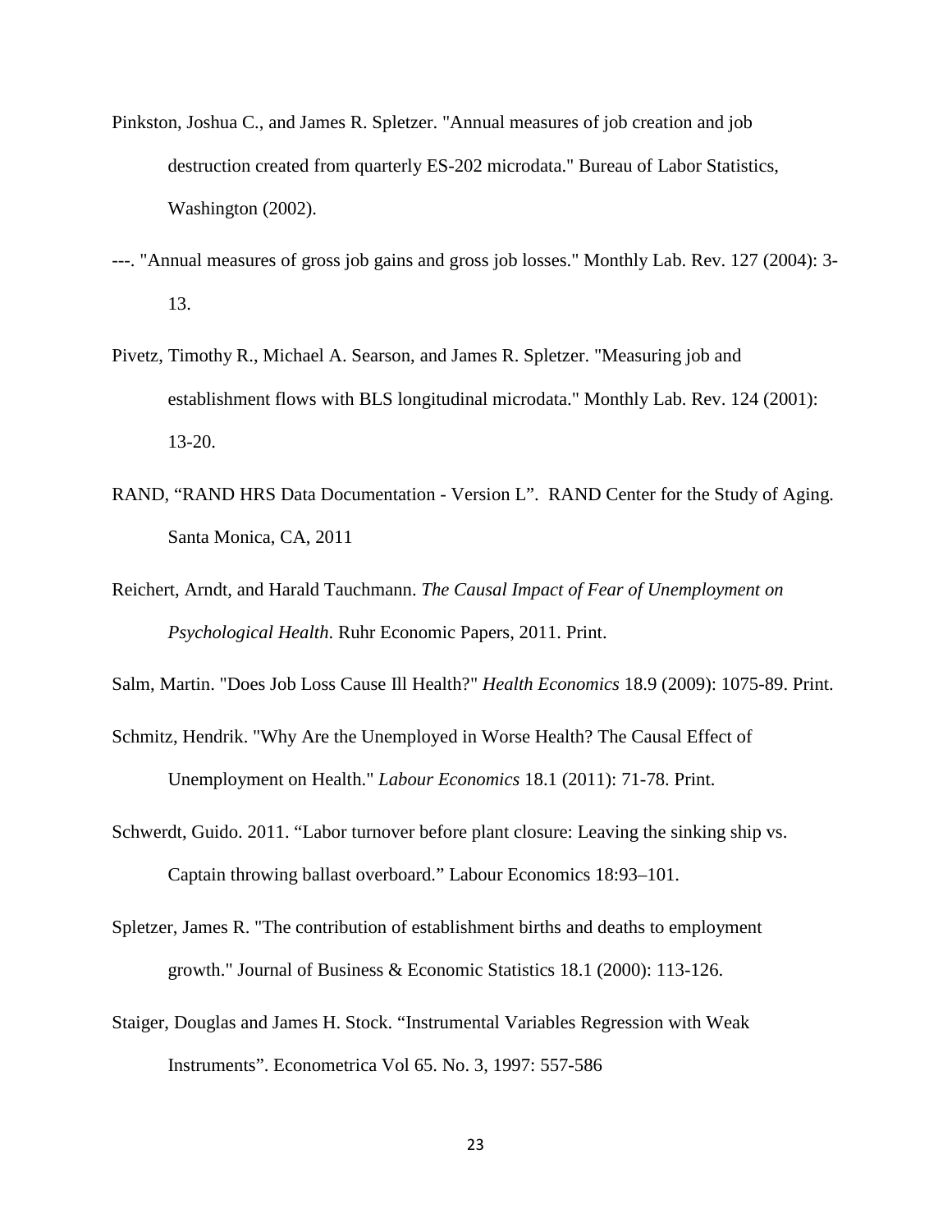Pinkston, Joshua C., and James R. Spletzer. "Annual measures of job creation and job destruction created from quarterly ES-202 microdata." Bureau of Labor Statistics, Washington (2002).

---. "Annual measures of gross job gains and gross job losses." Monthly Lab. Rev. 127 (2004): 3-13.

Pivetz, Timothy R., Michael A. Searson, and James R. Spletzer. "Measuring job and establishment flows with BLS longitudinal microdata." Monthly Lab. Rev. 124 (2001): 13-20.

RAND, "RAND HRS Data Documentation - Version L". RAND Center for the Study of Aging. Santa Monica, CA, 2011

Reichert, Arndt, and Harald Tauchmann. *The Causal Impact of Fear of Unemployment on Psychological Health*. Ruhr Economic Papers, 2011. Print.

Salm, Martin. "Does Job Loss Cause Ill Health?" *Health Economics* 18.9 (2009): 1075-89. Print.

Schmitz, Hendrik. "Why Are the Unemployed in Worse Health? The Causal Effect of Unemployment on Health." *Labour Economics* 18.1 (2011): 71-78. Print.

Schwerdt, Guido. 2011. "Labor turnover before plant closure: Leaving the sinking ship vs. Captain throwing ballast overboard." Labour Economics 18:93–101.

Spletzer, James R. "The contribution of establishment births and deaths to employment growth." Journal of Business & Economic Statistics 18.1 (2000): 113-126.

Staiger, Douglas and James H. Stock. "Instrumental Variables Regression with Weak Instruments". Econometrica Vol 65. No. 3, 1997: 557-586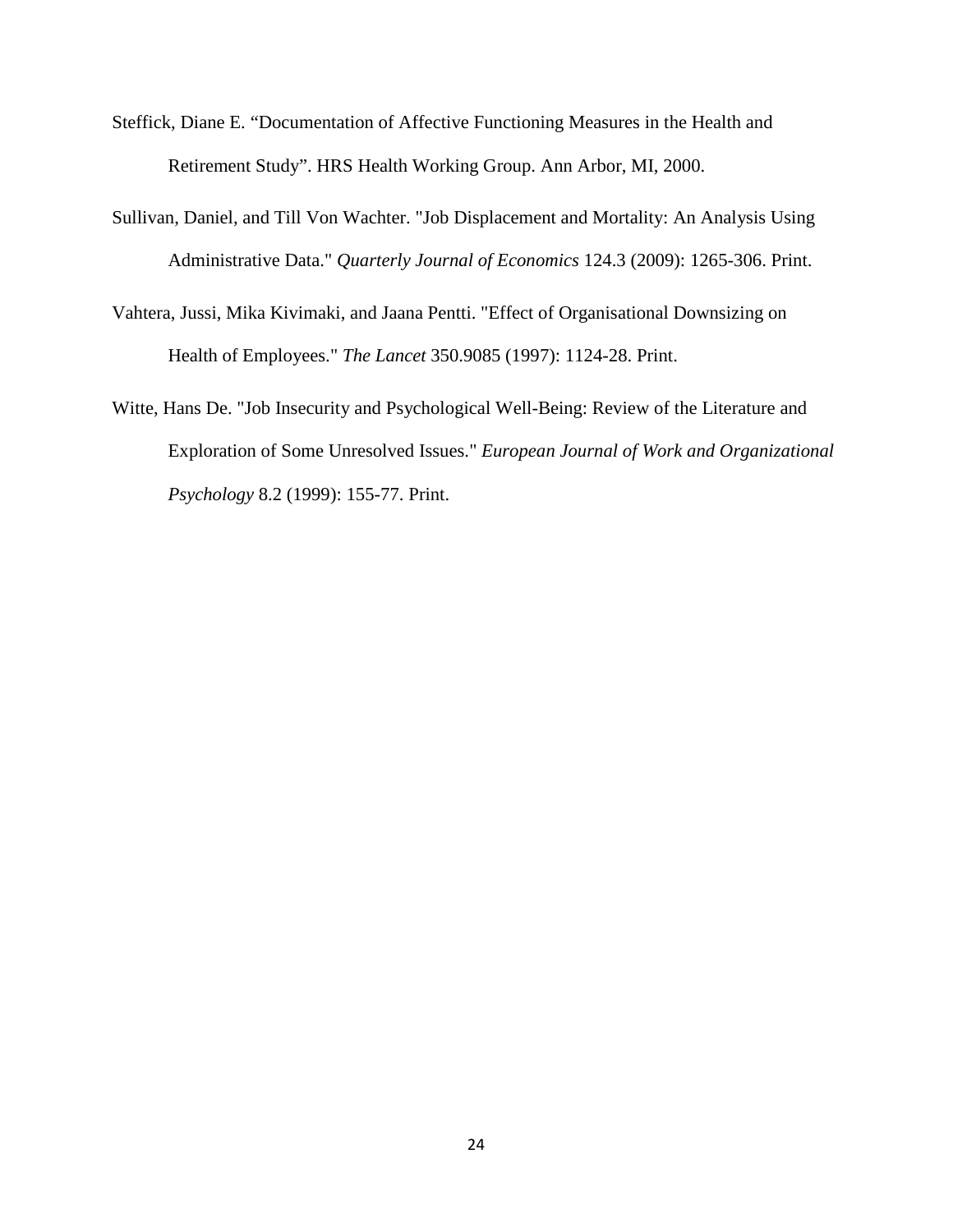Steffick, Diane E. "Documentation of Affective Functioning Measures in the Health and Retirement Study". HRS Health Working Group. Ann Arbor, MI, 2000.

Sullivan, Daniel, and Till Von Wachter. "Job Displacement and Mortality: An Analysis Using Administrative Data." *Quarterly Journal of Economics* 124.3 (2009): 1265-306. Print.

Vahtera, Jussi, Mika Kivimaki, and Jaana Pentti. "Effect of Organisational Downsizing on Health of Employees." *The Lancet* 350.9085 (1997): 1124-28. Print.

Witte, Hans De. "Job Insecurity and Psychological Well-Being: Review of the Literature and Exploration of Some Unresolved Issues." *European Journal of Work and Organizational Psychology* 8.2 (1999): 155-77. Print.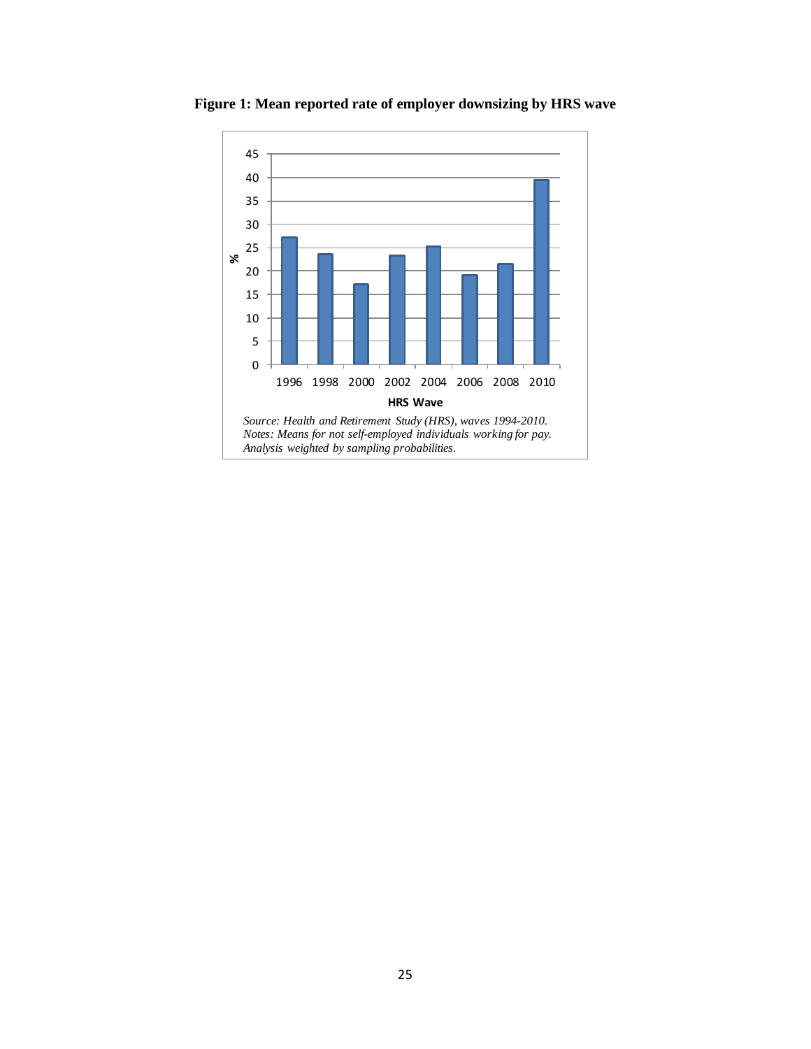**Figure 1: Mean reported rate of employer downsizing by HRS wave**

*Source: Health and Retirement Study (HRS), waves 1994-2010.*
*Notes: Means for not self-employed individuals working for pay. Analysis weighted by sampling probabilities.*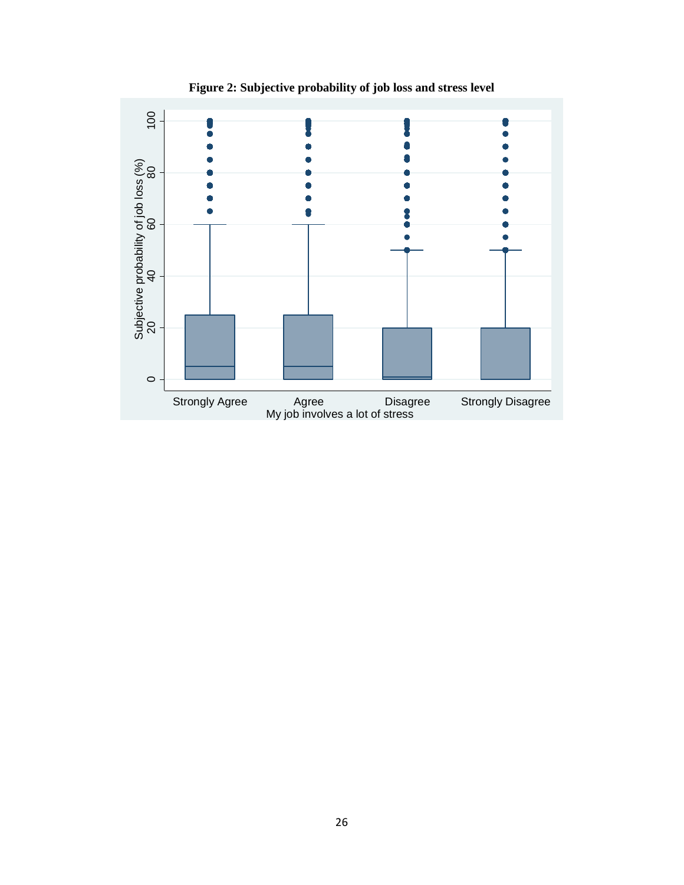**Figure 2: Subjective probability of job loss and stress level**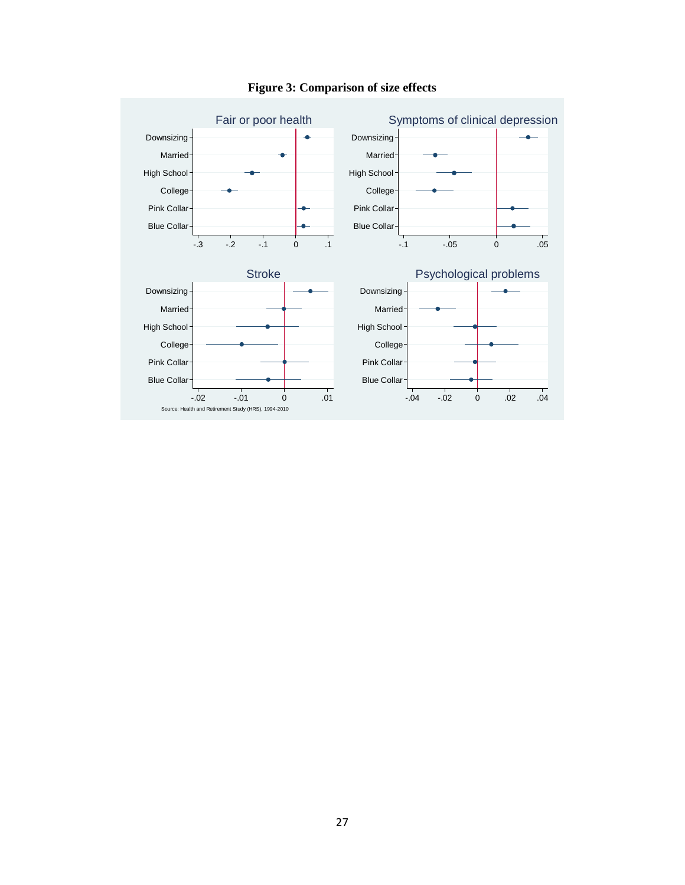**Figure 3: Comparison of size effects**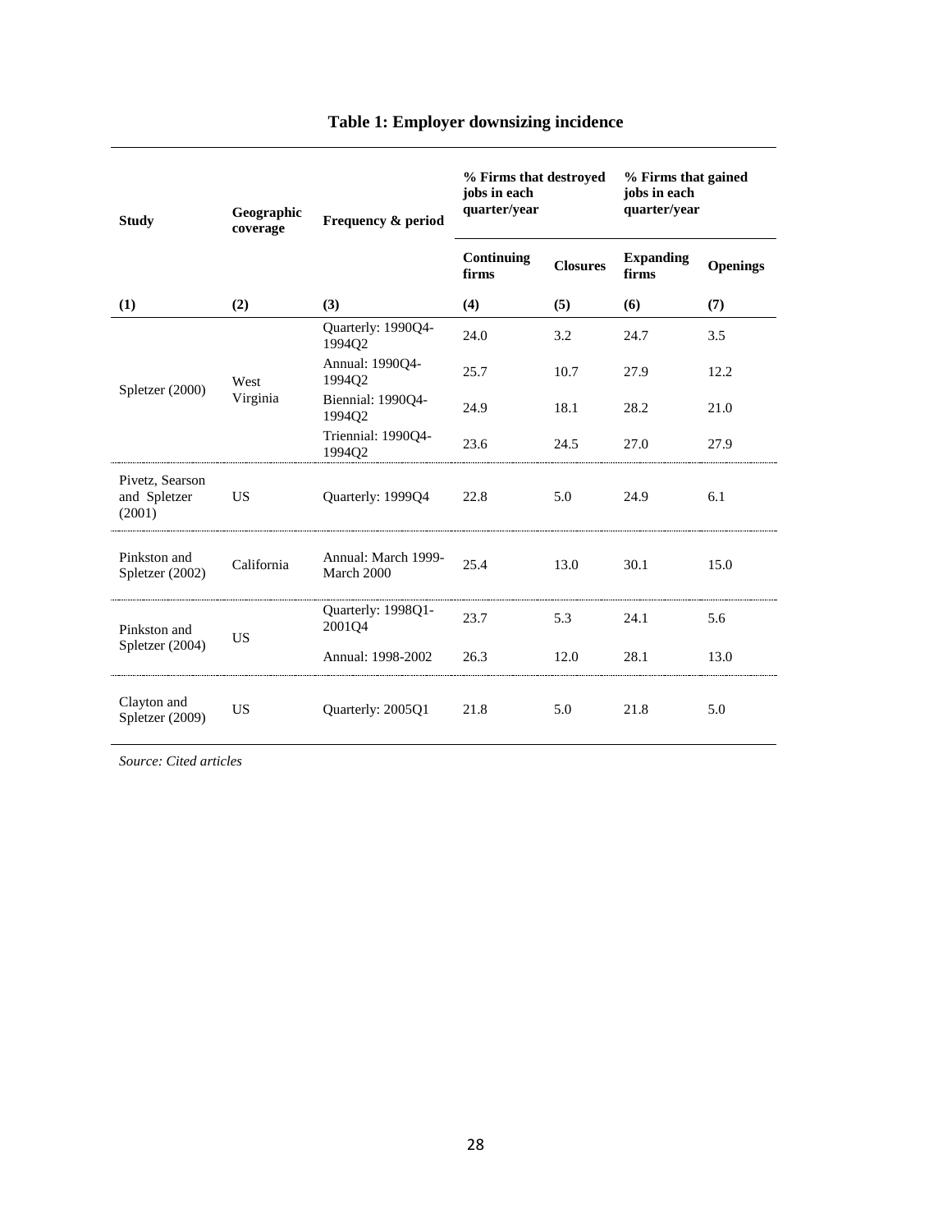**Table 1: Employer downsizing incidence**

| Study | Geographic coverage | Frequency & period | % Firms that destroyed jobs in each quarter/year | | % Firms that gained jobs in each quarter/year | |
|---|---|---|---|---|---|---|
| | | | Continuing firms | Closures | Expanding firms | Openings |
| (1) | (2) | (3) | (4) | (5) | (6) | (7) |
| Spletzer (2000) | West Virginia | Quarterly: 1990Q4-1994Q2 | 24.0 | 3.2 | 24.7 | 3.5 |
| | | Annual: 1990Q4-1994Q2 | 25.7 | 10.7 | 27.9 | 12.2 |
| | | Biennial: 1990Q4-1994Q2 | 24.9 | 18.1 | 28.2 | 21.0 |
| | | Triennial: 1990Q4-1994Q2 | 23.6 | 24.5 | 27.0 | 27.9 |
| Pivetz, Searson and Spletzer (2001) | US | Quarterly: 1999Q4 | 22.8 | 5.0 | 24.9 | 6.1 |
| Pinkston and Spletzer (2002) | California | Annual: March 1999-March 2000 | 25.4 | 13.0 | 30.1 | 15.0 |
| Pinkston and Spletzer (2004) | US | Quarterly: 1998Q1-2001Q4 | 23.7 | 5.3 | 24.1 | 5.6 |
| | | Annual: 1998-2002 | 26.3 | 12.0 | 28.1 | 13.0 |
| Clayton and Spletzer (2009) | US | Quarterly: 2005Q1 | 21.8 | 5.0 | 21.8 | 5.0 |

*Source: Cited articles*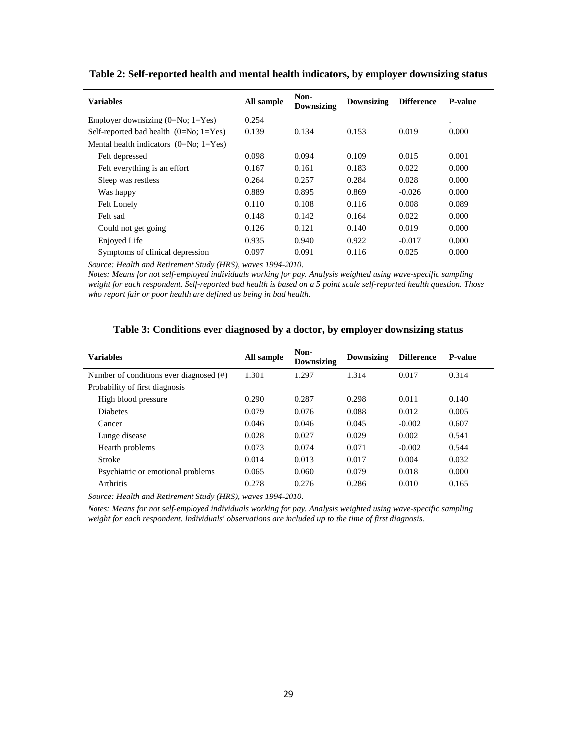**Table 2: Self-reported health and mental health indicators, by employer downsizing status**

| Variables | All sample | Non-Downsizing | Downsizing | Difference | P-value |
|---|---|---|---|---|---|
| Employer downsizing (0=No; 1=Yes) | 0.254 | | | | . |
| Self-reported bad health (0=No; 1=Yes) | 0.139 | 0.134 | 0.153 | 0.019 | 0.000 |
| Mental health indicators (0=No; 1=Yes) | | | | | |
| Felt depressed | 0.098 | 0.094 | 0.109 | 0.015 | 0.001 |
| Felt everything is an effort | 0.167 | 0.161 | 0.183 | 0.022 | 0.000 |
| Sleep was restless | 0.264 | 0.257 | 0.284 | 0.028 | 0.000 |
| Was happy | 0.889 | 0.895 | 0.869 | -0.026 | 0.000 |
| Felt Lonely | 0.110 | 0.108 | 0.116 | 0.008 | 0.089 |
| Felt sad | 0.148 | 0.142 | 0.164 | 0.022 | 0.000 |
| Could not get going | 0.126 | 0.121 | 0.140 | 0.019 | 0.000 |
| Enjoyed Life | 0.935 | 0.940 | 0.922 | -0.017 | 0.000 |
| Symptoms of clinical depression | 0.097 | 0.091 | 0.116 | 0.025 | 0.000 |

*Source: Health and Retirement Study (HRS), waves 1994-2010.*
*Notes: Means for not self-employed individuals working for pay. Analysis weighted using wave-specific sampling weight for each respondent. Self-reported bad health is based on a 5 point scale self-reported health question. Those who report fair or poor health are defined as being in bad health.*

**Table 3: Conditions ever diagnosed by a doctor, by employer downsizing status**

| Variables | All sample | Non-Downsizing | Downsizing | Difference | P-value |
|---|---|---|---|---|---|
| Number of conditions ever diagnosed (#) | 1.301 | 1.297 | 1.314 | 0.017 | 0.314 |
| Probability of first diagnosis | | | | | |
| High blood pressure | 0.290 | 0.287 | 0.298 | 0.011 | 0.140 |
| Diabetes | 0.079 | 0.076 | 0.088 | 0.012 | 0.005 |
| Cancer | 0.046 | 0.046 | 0.045 | -0.002 | 0.607 |
| Lunge disease | 0.028 | 0.027 | 0.029 | 0.002 | 0.541 |
| Hearth problems | 0.073 | 0.074 | 0.071 | -0.002 | 0.544 |
| Stroke | 0.014 | 0.013 | 0.017 | 0.004 | 0.032 |
| Psychiatric or emotional problems | 0.065 | 0.060 | 0.079 | 0.018 | 0.000 |
| Arthritis | 0.278 | 0.276 | 0.286 | 0.010 | 0.165 |

*Source: Health and Retirement Study (HRS), waves 1994-2010.*

*Notes: Means for not self-employed individuals working for pay. Analysis weighted using wave-specific sampling weight for each respondent. Individuals' observations are included up to the time of first diagnosis.*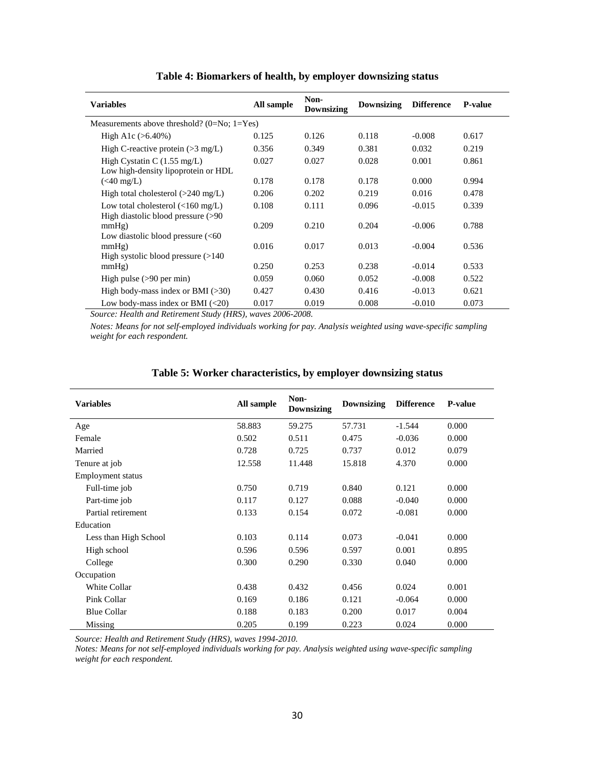**Table 4: Biomarkers of health, by employer downsizing status**

| Variables | All sample | Non-Downsizing | Downsizing | Difference | P-value |
|---|---|---|---|---|---|
| Measurements above threshold? (0=No; 1=Yes) | | | | | |
| High A1c (>6.40%) | 0.125 | 0.126 | 0.118 | -0.008 | 0.617 |
| High C-reactive protein (>3 mg/L) | 0.356 | 0.349 | 0.381 | 0.032 | 0.219 |
| High Cystatin C (1.55 mg/L) | 0.027 | 0.027 | 0.028 | 0.001 | 0.861 |
| Low high-density lipoprotein or HDL (<40 mg/L) | 0.178 | 0.178 | 0.178 | 0.000 | 0.994 |
| High total cholesterol (>240 mg/L) | 0.206 | 0.202 | 0.219 | 0.016 | 0.478 |
| Low total cholesterol (<160 mg/L) | 0.108 | 0.111 | 0.096 | -0.015 | 0.339 |
| High diastolic blood pressure (>90 mmHg) | 0.209 | 0.210 | 0.204 | -0.006 | 0.788 |
| Low diastolic blood pressure (<60 mmHg) | 0.016 | 0.017 | 0.013 | -0.004 | 0.536 |
| High systolic blood pressure (>140 mmHg) | 0.250 | 0.253 | 0.238 | -0.014 | 0.533 |
| High pulse (>90 per min) | 0.059 | 0.060 | 0.052 | -0.008 | 0.522 |
| High body-mass index or BMI (>30) | 0.427 | 0.430 | 0.416 | -0.013 | 0.621 |
| Low body-mass index or BMI (<20) | 0.017 | 0.019 | 0.008 | -0.010 | 0.073 |

*Source: Health and Retirement Study (HRS), waves 2006-2008.*

*Notes: Means for not self-employed individuals working for pay. Analysis weighted using wave-specific sampling weight for each respondent.*

**Table 5: Worker characteristics, by employer downsizing status**

| Variables | All sample | Non-Downsizing | Downsizing | Difference | P-value |
|---|---|---|---|---|---|
| Age | 58.883 | 59.275 | 57.731 | -1.544 | 0.000 |
| Female | 0.502 | 0.511 | 0.475 | -0.036 | 0.000 |
| Married | 0.728 | 0.725 | 0.737 | 0.012 | 0.079 |
| Tenure at job | 12.558 | 11.448 | 15.818 | 4.370 | 0.000 |
| Employment status | | | | | |
| Full-time job | 0.750 | 0.719 | 0.840 | 0.121 | 0.000 |
| Part-time job | 0.117 | 0.127 | 0.088 | -0.040 | 0.000 |
| Partial retirement | 0.133 | 0.154 | 0.072 | -0.081 | 0.000 |
| Education | | | | | |
| Less than High School | 0.103 | 0.114 | 0.073 | -0.041 | 0.000 |
| High school | 0.596 | 0.596 | 0.597 | 0.001 | 0.895 |
| College | 0.300 | 0.290 | 0.330 | 0.040 | 0.000 |
| Occupation | | | | | |
| White Collar | 0.438 | 0.432 | 0.456 | 0.024 | 0.001 |
| Pink Collar | 0.169 | 0.186 | 0.121 | -0.064 | 0.000 |
| Blue Collar | 0.188 | 0.183 | 0.200 | 0.017 | 0.004 |
| Missing | 0.205 | 0.199 | 0.223 | 0.024 | 0.000 |

*Source: Health and Retirement Study (HRS), waves 1994-2010.*

*Notes: Means for not self-employed individuals working for pay. Analysis weighted using wave-specific sampling weight for each respondent.*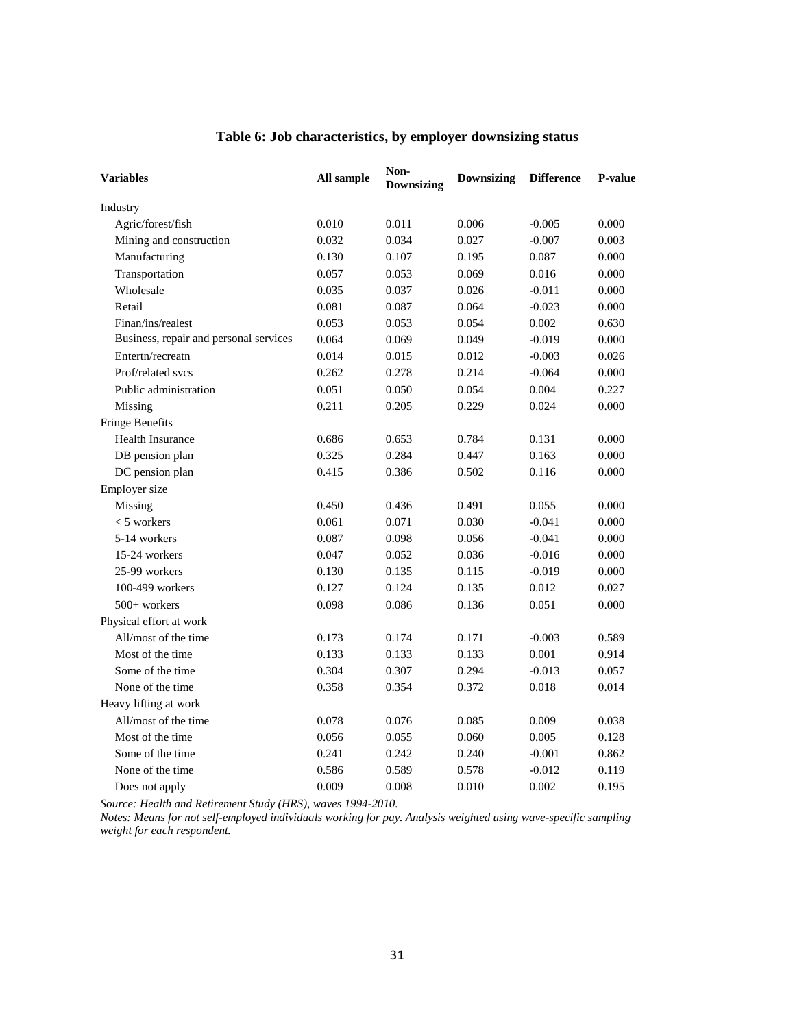**Table 6: Job characteristics, by employer downsizing status**

| Variables | All sample | Non-Downsizing | Downsizing | Difference | P-value |
|---|---|---|---|---|---|
| Industry | | | | | |
| Agric/forest/fish | 0.010 | 0.011 | 0.006 | -0.005 | 0.000 |
| Mining and construction | 0.032 | 0.034 | 0.027 | -0.007 | 0.003 |
| Manufacturing | 0.130 | 0.107 | 0.195 | 0.087 | 0.000 |
| Transportation | 0.057 | 0.053 | 0.069 | 0.016 | 0.000 |
| Wholesale | 0.035 | 0.037 | 0.026 | -0.011 | 0.000 |
| Retail | 0.081 | 0.087 | 0.064 | -0.023 | 0.000 |
| Finan/ins/realest | 0.053 | 0.053 | 0.054 | 0.002 | 0.630 |
| Business, repair and personal services | 0.064 | 0.069 | 0.049 | -0.019 | 0.000 |
| Entertn/recreatn | 0.014 | 0.015 | 0.012 | -0.003 | 0.026 |
| Prof/related svcs | 0.262 | 0.278 | 0.214 | -0.064 | 0.000 |
| Public administration | 0.051 | 0.050 | 0.054 | 0.004 | 0.227 |
| Missing | 0.211 | 0.205 | 0.229 | 0.024 | 0.000 |
| Fringe Benefits | | | | | |
| Health Insurance | 0.686 | 0.653 | 0.784 | 0.131 | 0.000 |
| DB pension plan | 0.325 | 0.284 | 0.447 | 0.163 | 0.000 |
| DC pension plan | 0.415 | 0.386 | 0.502 | 0.116 | 0.000 |
| Employer size | | | | | |
| Missing | 0.450 | 0.436 | 0.491 | 0.055 | 0.000 |
| < 5 workers | 0.061 | 0.071 | 0.030 | -0.041 | 0.000 |
| 5-14 workers | 0.087 | 0.098 | 0.056 | -0.041 | 0.000 |
| 15-24 workers | 0.047 | 0.052 | 0.036 | -0.016 | 0.000 |
| 25-99 workers | 0.130 | 0.135 | 0.115 | -0.019 | 0.000 |
| 100-499 workers | 0.127 | 0.124 | 0.135 | 0.012 | 0.027 |
| 500+ workers | 0.098 | 0.086 | 0.136 | 0.051 | 0.000 |
| Physical effort at work | | | | | |
| All/most of the time | 0.173 | 0.174 | 0.171 | -0.003 | 0.589 |
| Most of the time | 0.133 | 0.133 | 0.133 | 0.001 | 0.914 |
| Some of the time | 0.304 | 0.307 | 0.294 | -0.013 | 0.057 |
| None of the time | 0.358 | 0.354 | 0.372 | 0.018 | 0.014 |
| Heavy lifting at work | | | | | |
| All/most of the time | 0.078 | 0.076 | 0.085 | 0.009 | 0.038 |
| Most of the time | 0.056 | 0.055 | 0.060 | 0.005 | 0.128 |
| Some of the time | 0.241 | 0.242 | 0.240 | -0.001 | 0.862 |
| None of the time | 0.586 | 0.589 | 0.578 | -0.012 | 0.119 |
| Does not apply | 0.009 | 0.008 | 0.010 | 0.002 | 0.195 |

*Source: Health and Retirement Study (HRS), waves 1994-2010.*

*Notes: Means for not self-employed individuals working for pay. Analysis weighted using wave-specific sampling weight for each respondent.*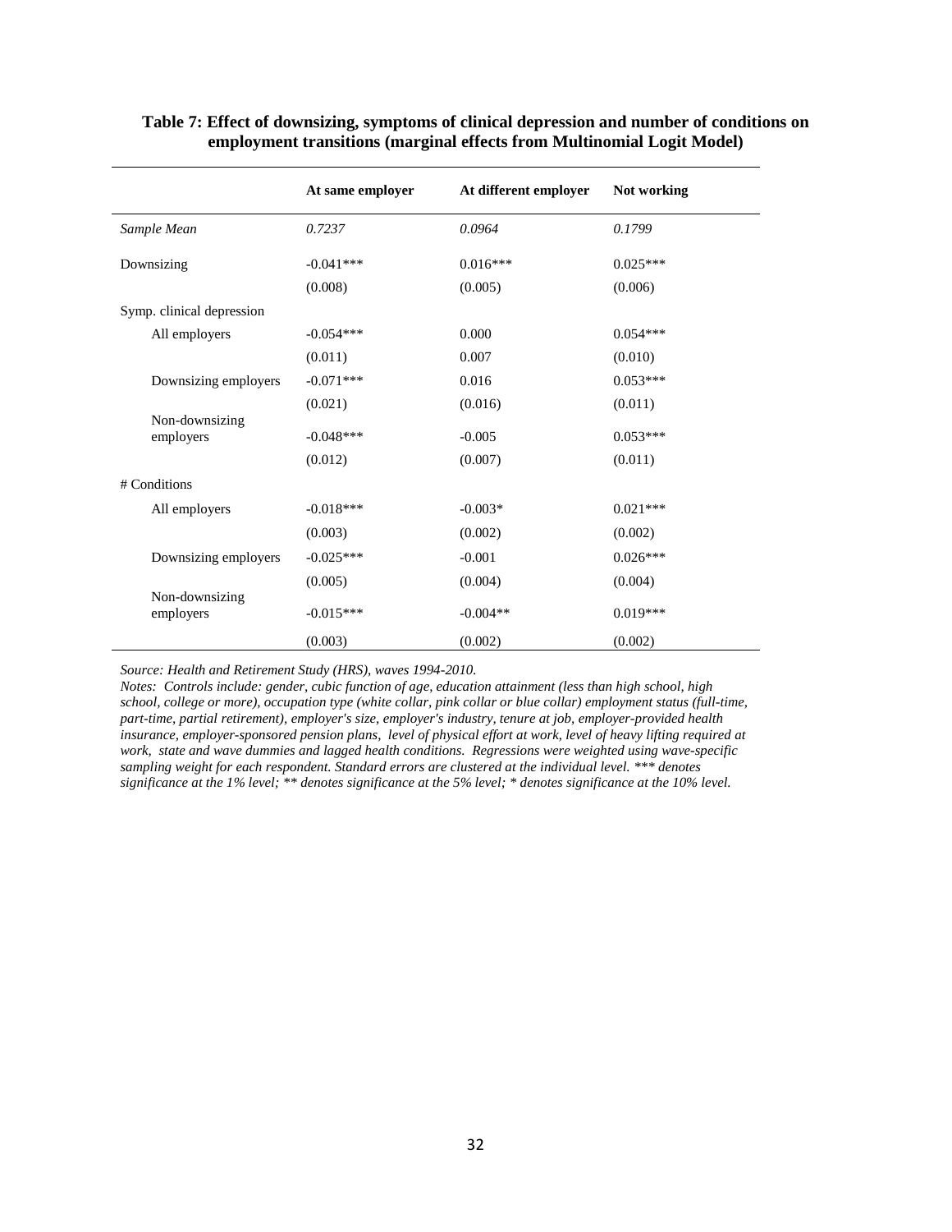**Table 7: Effect of downsizing, symptoms of clinical depression and number of conditions on employment transitions (marginal effects from Multinomial Logit Model)**

| | At same employer | At different employer | Not working |
|---|---|---|---|
| *Sample Mean* | *0.7237* | *0.0964* | *0.1799* |
| Downsizing | -0.041*** | 0.016*** | 0.025*** |
| | (0.008) | (0.005) | (0.006) |
| Symp. clinical depression | | | |
| All employers | -0.054*** | 0.000 | 0.054*** |
| | (0.011) | 0.007 | (0.010) |
| Downsizing employers | -0.071*** | 0.016 | 0.053*** |
| | (0.021) | (0.016) | (0.011) |
| Non-downsizing employers | -0.048*** | -0.005 | 0.053*** |
| | (0.012) | (0.007) | (0.011) |
| # Conditions | | | |
| All employers | -0.018*** | -0.003* | 0.021*** |
| | (0.003) | (0.002) | (0.002) |
| Downsizing employers | -0.025*** | -0.001 | 0.026*** |
| | (0.005) | (0.004) | (0.004) |
| Non-downsizing employers | -0.015*** | -0.004** | 0.019*** |
| | (0.003) | (0.002) | (0.002) |

*Source: Health and Retirement Study (HRS), waves 1994-2010.*

*Notes: Controls include: gender, cubic function of age, education attainment (less than high school, high school, college or more), occupation type (white collar, pink collar or blue collar) employment status (full-time, part-time, partial retirement), employer's size, employer's industry, tenure at job, employer-provided health insurance, employer-sponsored pension plans, level of physical effort at work, level of heavy lifting required at work, state and wave dummies and lagged health conditions. Regressions were weighted using wave-specific sampling weight for each respondent. Standard errors are clustered at the individual level. *** denotes significance at the 1% level; ** denotes significance at the 5% level; * denotes significance at the 10% level.*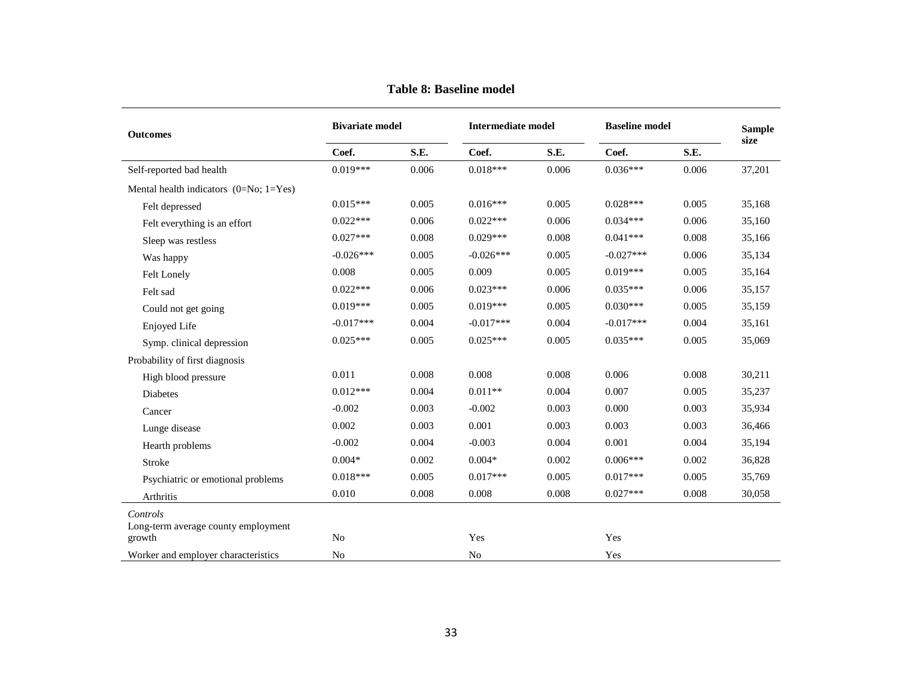**Table 8: Baseline model**

| Outcomes | Bivariate model | | Intermediate model | | Baseline model | | Sample size |
|---|---|---|---|---|---|---|---|
| | Coef. | S.E. | Coef. | S.E. | Coef. | S.E. | |
| Self-reported bad health | 0.019*** | 0.006 | 0.018*** | 0.006 | 0.036*** | 0.006 | 37,201 |
| Mental health indicators (0=No; 1=Yes) | | | | | | | |
| Felt depressed | 0.015*** | 0.005 | 0.016*** | 0.005 | 0.028*** | 0.005 | 35,168 |
| Felt everything is an effort | 0.022*** | 0.006 | 0.022*** | 0.006 | 0.034*** | 0.006 | 35,160 |
| Sleep was restless | 0.027*** | 0.008 | 0.029*** | 0.008 | 0.041*** | 0.008 | 35,166 |
| Was happy | -0.026*** | 0.005 | -0.026*** | 0.005 | -0.027*** | 0.006 | 35,134 |
| Felt Lonely | 0.008 | 0.005 | 0.009 | 0.005 | 0.019*** | 0.005 | 35,164 |
| Felt sad | 0.022*** | 0.006 | 0.023*** | 0.006 | 0.035*** | 0.006 | 35,157 |
| Could not get going | 0.019*** | 0.005 | 0.019*** | 0.005 | 0.030*** | 0.005 | 35,159 |
| Enjoyed Life | -0.017*** | 0.004 | -0.017*** | 0.004 | -0.017*** | 0.004 | 35,161 |
| Symp. clinical depression | 0.025*** | 0.005 | 0.025*** | 0.005 | 0.035*** | 0.005 | 35,069 |
| Probability of first diagnosis | | | | | | | |
| High blood pressure | 0.011 | 0.008 | 0.008 | 0.008 | 0.006 | 0.008 | 30,211 |
| Diabetes | 0.012*** | 0.004 | 0.011** | 0.004 | 0.007 | 0.005 | 35,237 |
| Cancer | -0.002 | 0.003 | -0.002 | 0.003 | 0.000 | 0.003 | 35,934 |
| Lunge disease | 0.002 | 0.003 | 0.001 | 0.003 | 0.003 | 0.003 | 36,466 |
| Hearth problems | -0.002 | 0.004 | -0.003 | 0.004 | 0.001 | 0.004 | 35,194 |
| Stroke | 0.004* | 0.002 | 0.004* | 0.002 | 0.006*** | 0.002 | 36,828 |
| Psychiatric or emotional problems | 0.018*** | 0.005 | 0.017*** | 0.005 | 0.017*** | 0.005 | 35,769 |
| Arthritis | 0.010 | 0.008 | 0.008 | 0.008 | 0.027*** | 0.008 | 30,058 |
| *Controls* | | | | | | | |
| Long-term average county employment growth | No | | Yes | | Yes | | |
| Worker and employer characteristics | No | | No | | Yes | | |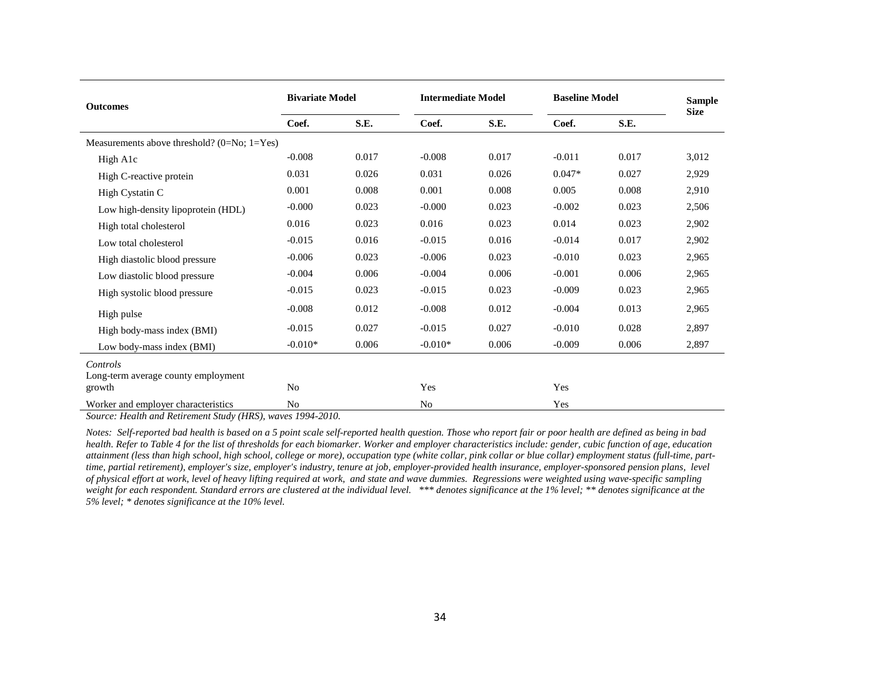| Outcomes | Bivariate Model | | Intermediate Model | | Baseline Model | | Sample Size |
|---|---|---|---|---|---|---|---|
| | Coef. | S.E. | Coef. | S.E. | Coef. | S.E. | |
| Measurements above threshold? (0=No; 1=Yes) | | | | | | | |
| High A1c | -0.008 | 0.017 | -0.008 | 0.017 | -0.011 | 0.017 | 3,012 |
| High C-reactive protein | 0.031 | 0.026 | 0.031 | 0.026 | 0.047* | 0.027 | 2,929 |
| High Cystatin C | 0.001 | 0.008 | 0.001 | 0.008 | 0.005 | 0.008 | 2,910 |
| Low high-density lipoprotein (HDL) | -0.000 | 0.023 | -0.000 | 0.023 | -0.002 | 0.023 | 2,506 |
| High total cholesterol | 0.016 | 0.023 | 0.016 | 0.023 | 0.014 | 0.023 | 2,902 |
| Low total cholesterol | -0.015 | 0.016 | -0.015 | 0.016 | -0.014 | 0.017 | 2,902 |
| High diastolic blood pressure | -0.006 | 0.023 | -0.006 | 0.023 | -0.010 | 0.023 | 2,965 |
| Low diastolic blood pressure | -0.004 | 0.006 | -0.004 | 0.006 | -0.001 | 0.006 | 2,965 |
| High systolic blood pressure | -0.015 | 0.023 | -0.015 | 0.023 | -0.009 | 0.023 | 2,965 |
| High pulse | -0.008 | 0.012 | -0.008 | 0.012 | -0.004 | 0.013 | 2,965 |
| High body-mass index (BMI) | -0.015 | 0.027 | -0.015 | 0.027 | -0.010 | 0.028 | 2,897 |
| Low body-mass index (BMI) | -0.010* | 0.006 | -0.010* | 0.006 | -0.009 | 0.006 | 2,897 |
| *Controls* | | | | | | | |
| Long-term average county employment growth | No | | Yes | | Yes | | |
| Worker and employer characteristics | No | | No | | Yes | | |

*Source: Health and Retirement Study (HRS), waves 1994-2010.*

*Notes: Self-reported bad health is based on a 5 point scale self-reported health question. Those who report fair or poor health are defined as being in bad health. Refer to Table 4 for the list of thresholds for each biomarker. Worker and employer characteristics include: gender, cubic function of age, education attainment (less than high school, high school, college or more), occupation type (white collar, pink collar or blue collar) employment status (full-time, part-time, partial retirement), employer's size, employer's industry, tenure at job, employer-provided health insurance, employer-sponsored pension plans, level of physical effort at work, level of heavy lifting required at work, and state and wave dummies. Regressions were weighted using wave-specific sampling weight for each respondent. Standard errors are clustered at the individual level. *** denotes significance at the 1% level; ** denotes significance at the 5% level; * denotes significance at the 10% level.*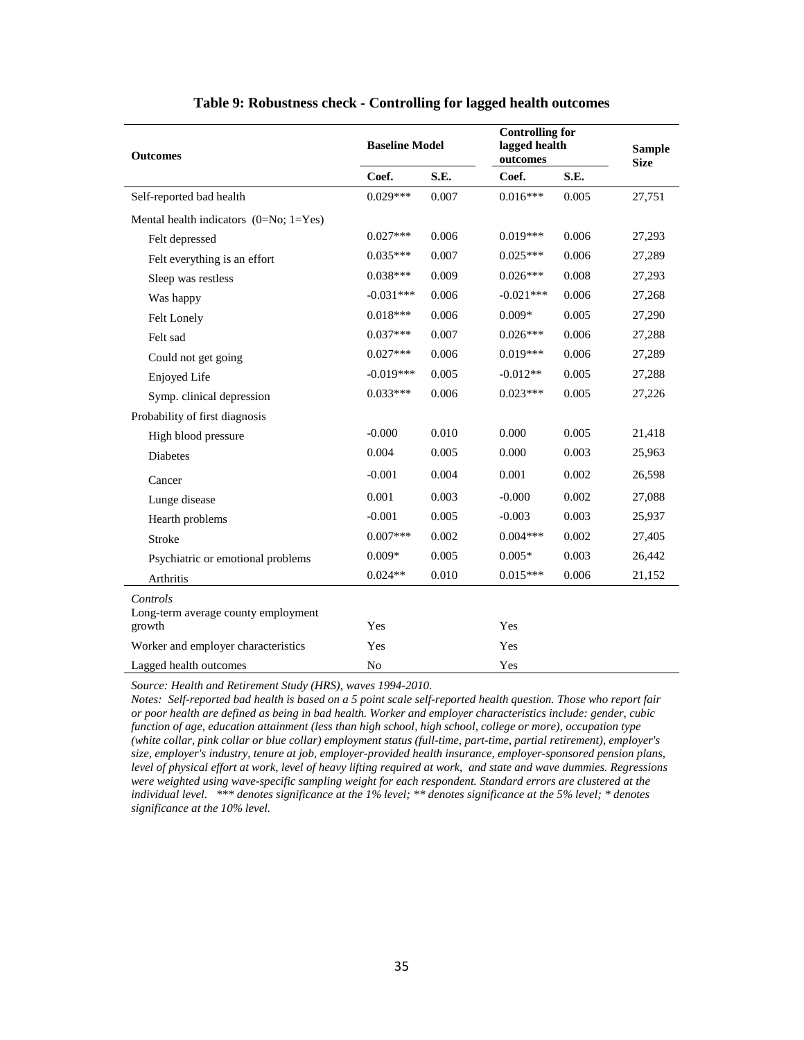**Table 9: Robustness check - Controlling for lagged health outcomes**

| Outcomes | Baseline Model | | Controlling for lagged health outcomes | | Sample Size |
|---|---|---|---|---|---|
| | Coef. | S.E. | Coef. | S.E. | |
| Self-reported bad health | 0.029*** | 0.007 | 0.016*** | 0.005 | 27,751 |
| Mental health indicators (0=No; 1=Yes) | | | | | |
| Felt depressed | 0.027*** | 0.006 | 0.019*** | 0.006 | 27,293 |
| Felt everything is an effort | 0.035*** | 0.007 | 0.025*** | 0.006 | 27,289 |
| Sleep was restless | 0.038*** | 0.009 | 0.026*** | 0.008 | 27,293 |
| Was happy | -0.031*** | 0.006 | -0.021*** | 0.006 | 27,268 |
| Felt Lonely | 0.018*** | 0.006 | 0.009* | 0.005 | 27,290 |
| Felt sad | 0.037*** | 0.007 | 0.026*** | 0.006 | 27,288 |
| Could not get going | 0.027*** | 0.006 | 0.019*** | 0.006 | 27,289 |
| Enjoyed Life | -0.019*** | 0.005 | -0.012** | 0.005 | 27,288 |
| Symp. clinical depression | 0.033*** | 0.006 | 0.023*** | 0.005 | 27,226 |
| Probability of first diagnosis | | | | | |
| High blood pressure | -0.000 | 0.010 | 0.000 | 0.005 | 21,418 |
| Diabetes | 0.004 | 0.005 | 0.000 | 0.003 | 25,963 |
| Cancer | -0.001 | 0.004 | 0.001 | 0.002 | 26,598 |
| Lunge disease | 0.001 | 0.003 | -0.000 | 0.002 | 27,088 |
| Hearth problems | -0.001 | 0.005 | -0.003 | 0.003 | 25,937 |
| Stroke | 0.007*** | 0.002 | 0.004*** | 0.002 | 27,405 |
| Psychiatric or emotional problems | 0.009* | 0.005 | 0.005* | 0.003 | 26,442 |
| Arthritis | 0.024** | 0.010 | 0.015*** | 0.006 | 21,152 |
| *Controls* | | | | | |
| Long-term average county employment growth | Yes | | Yes | | |
| Worker and employer characteristics | Yes | | Yes | | |
| Lagged health outcomes | No | | Yes | | |

*Source: Health and Retirement Study (HRS), waves 1994-2010.*

*Notes: Self-reported bad health is based on a 5 point scale self-reported health question. Those who report fair or poor health are defined as being in bad health. Worker and employer characteristics include: gender, cubic function of age, education attainment (less than high school, high school, college or more), occupation type (white collar, pink collar or blue collar) employment status (full-time, part-time, partial retirement), employer's size, employer's industry, tenure at job, employer-provided health insurance, employer-sponsored pension plans, level of physical effort at work, level of heavy lifting required at work, and state and wave dummies. Regressions were weighted using wave-specific sampling weight for each respondent. Standard errors are clustered at the individual level. *** denotes significance at the 1% level; ** denotes significance at the 5% level; * denotes significance at the 10% level.*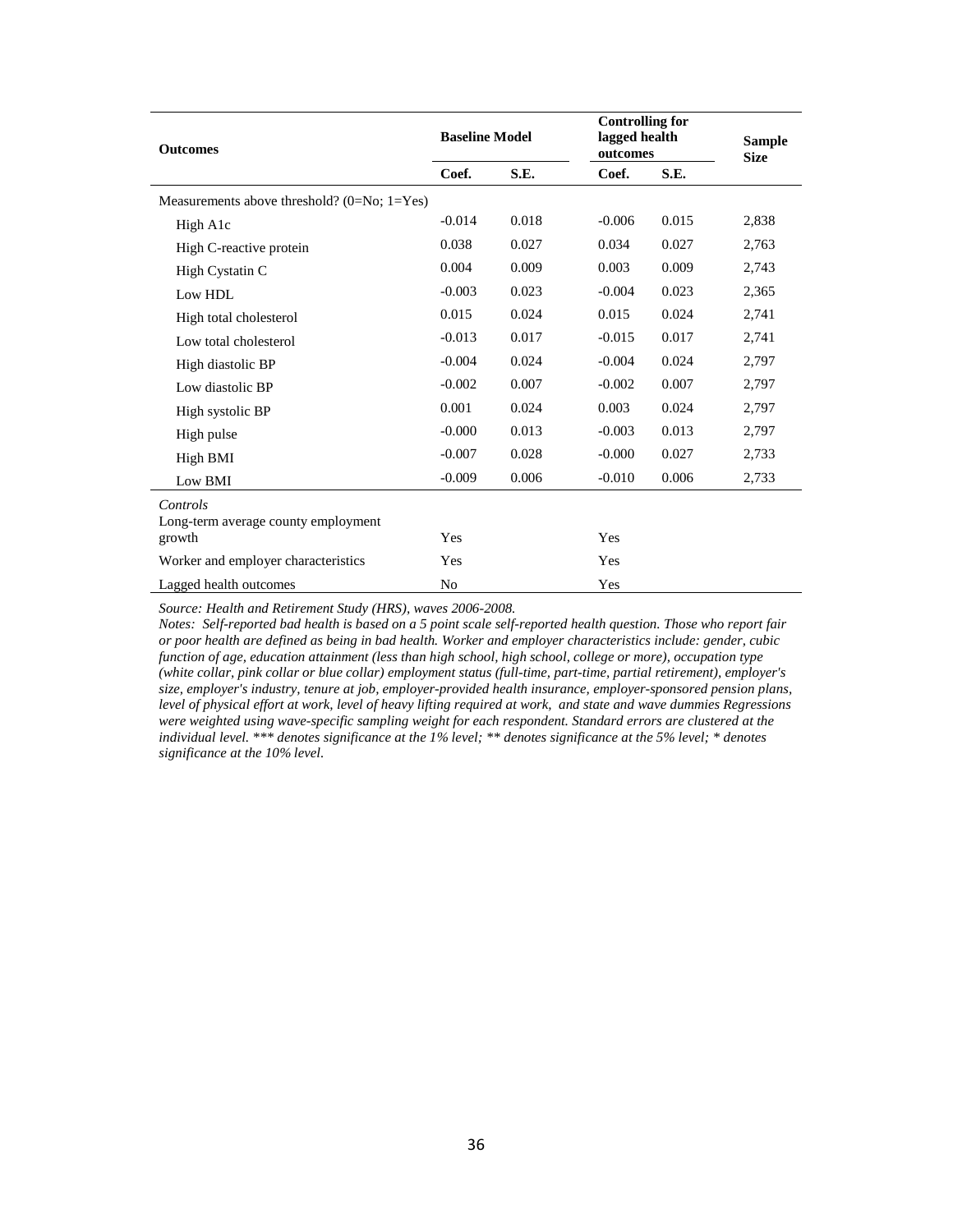| Outcomes | Baseline Model | | Controlling for lagged health outcomes | | Sample Size |
|---|---|---|---|---|---|
| | Coef. | S.E. | Coef. | S.E. | |
| Measurements above threshold? (0=No; 1=Yes) | | | | | |
| High A1c | -0.014 | 0.018 | -0.006 | 0.015 | 2,838 |
| High C-reactive protein | 0.038 | 0.027 | 0.034 | 0.027 | 2,763 |
| High Cystatin C | 0.004 | 0.009 | 0.003 | 0.009 | 2,743 |
| Low HDL | -0.003 | 0.023 | -0.004 | 0.023 | 2,365 |
| High total cholesterol | 0.015 | 0.024 | 0.015 | 0.024 | 2,741 |
| Low total cholesterol | -0.013 | 0.017 | -0.015 | 0.017 | 2,741 |
| High diastolic BP | -0.004 | 0.024 | -0.004 | 0.024 | 2,797 |
| Low diastolic BP | -0.002 | 0.007 | -0.002 | 0.007 | 2,797 |
| High systolic BP | 0.001 | 0.024 | 0.003 | 0.024 | 2,797 |
| High pulse | -0.000 | 0.013 | -0.003 | 0.013 | 2,797 |
| High BMI | -0.007 | 0.028 | -0.000 | 0.027 | 2,733 |
| Low BMI | -0.009 | 0.006 | -0.010 | 0.006 | 2,733 |
| *Controls* | | | | | |
| Long-term average county employment growth | Yes | | Yes | | |
| Worker and employer characteristics | Yes | | Yes | | |
| Lagged health outcomes | No | | Yes | | |

*Source: Health and Retirement Study (HRS), waves 2006-2008.*
*Notes: Self-reported bad health is based on a 5 point scale self-reported health question. Those who report fair or poor health are defined as being in bad health. Worker and employer characteristics include: gender, cubic function of age, education attainment (less than high school, high school, college or more), occupation type (white collar, pink collar or blue collar) employment status (full-time, part-time, partial retirement), employer's size, employer's industry, tenure at job, employer-provided health insurance, employer-sponsored pension plans, level of physical effort at work, level of heavy lifting required at work, and state and wave dummies Regressions were weighted using wave-specific sampling weight for each respondent. Standard errors are clustered at the individual level. *** denotes significance at the 1% level; ** denotes significance at the 5% level; * denotes significance at the 10% level.*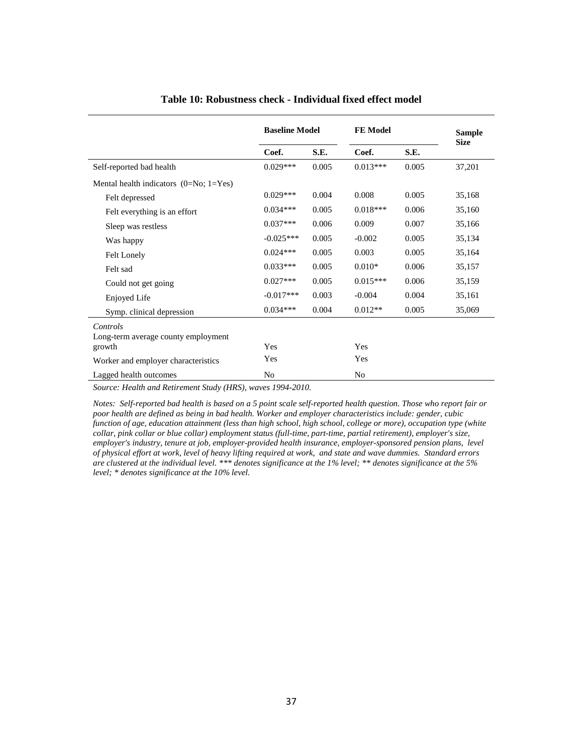**Table 10: Robustness check - Individual fixed effect model**

| | Baseline Model | | FE Model | | Sample Size |
|---|---|---|---|---|---|
| | Coef. | S.E. | Coef. | S.E. | |
| Self-reported bad health | 0.029*** | 0.005 | 0.013*** | 0.005 | 37,201 |
| Mental health indicators (0=No; 1=Yes) | | | | | |
| Felt depressed | 0.029*** | 0.004 | 0.008 | 0.005 | 35,168 |
| Felt everything is an effort | 0.034*** | 0.005 | 0.018*** | 0.006 | 35,160 |
| Sleep was restless | 0.037*** | 0.006 | 0.009 | 0.007 | 35,166 |
| Was happy | -0.025*** | 0.005 | -0.002 | 0.005 | 35,134 |
| Felt Lonely | 0.024*** | 0.005 | 0.003 | 0.005 | 35,164 |
| Felt sad | 0.033*** | 0.005 | 0.010* | 0.006 | 35,157 |
| Could not get going | 0.027*** | 0.005 | 0.015*** | 0.006 | 35,159 |
| Enjoyed Life | -0.017*** | 0.003 | -0.004 | 0.004 | 35,161 |
| Symp. clinical depression | 0.034*** | 0.004 | 0.012** | 0.005 | 35,069 |
| *Controls* | | | | | |
| Long-term average county employment growth | Yes | | Yes | | |
| Worker and employer characteristics | Yes | | Yes | | |
| Lagged health outcomes | No | | No | | |

*Source: Health and Retirement Study (HRS), waves 1994-2010.*

*Notes: Self-reported bad health is based on a 5 point scale self-reported health question. Those who report fair or poor health are defined as being in bad health. Worker and employer characteristics include: gender, cubic function of age, education attainment (less than high school, high school, college or more), occupation type (white collar, pink collar or blue collar) employment status (full-time, part-time, partial retirement), employer's size, employer's industry, tenure at job, employer-provided health insurance, employer-sponsored pension plans, level of physical effort at work, level of heavy lifting required at work, and state and wave dummies. Standard errors are clustered at the individual level. *** denotes significance at the 1% level; ** denotes significance at the 5% level; * denotes significance at the 10% level.*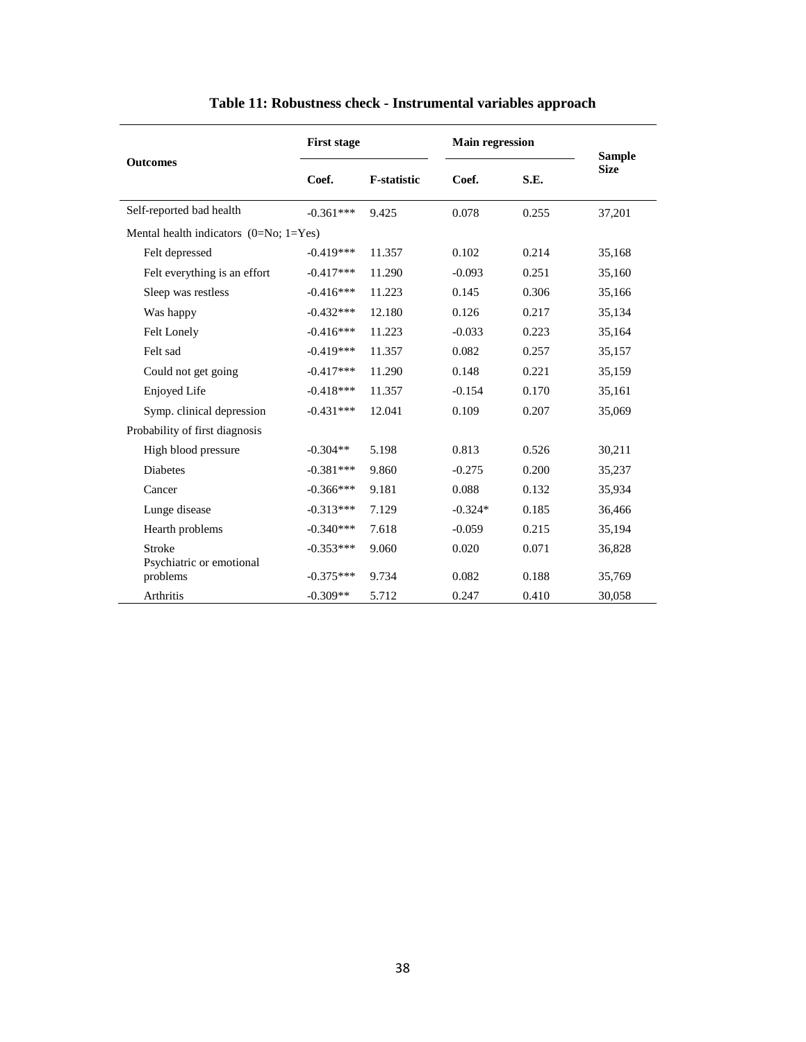**Table 11: Robustness check - Instrumental variables approach**

| Outcomes | First stage | | Main regression | | Sample Size |
|---|---|---|---|---|---|
| | Coef. | F-statistic | Coef. | S.E. | |
| Self-reported bad health | -0.361*** | 9.425 | 0.078 | 0.255 | 37,201 |
| Mental health indicators (0=No; 1=Yes) | | | | | |
| Felt depressed | -0.419*** | 11.357 | 0.102 | 0.214 | 35,168 |
| Felt everything is an effort | -0.417*** | 11.290 | -0.093 | 0.251 | 35,160 |
| Sleep was restless | -0.416*** | 11.223 | 0.145 | 0.306 | 35,166 |
| Was happy | -0.432*** | 12.180 | 0.126 | 0.217 | 35,134 |
| Felt Lonely | -0.416*** | 11.223 | -0.033 | 0.223 | 35,164 |
| Felt sad | -0.419*** | 11.357 | 0.082 | 0.257 | 35,157 |
| Could not get going | -0.417*** | 11.290 | 0.148 | 0.221 | 35,159 |
| Enjoyed Life | -0.418*** | 11.357 | -0.154 | 0.170 | 35,161 |
| Symp. clinical depression | -0.431*** | 12.041 | 0.109 | 0.207 | 35,069 |
| Probability of first diagnosis | | | | | |
| High blood pressure | -0.304** | 5.198 | 0.813 | 0.526 | 30,211 |
| Diabetes | -0.381*** | 9.860 | -0.275 | 0.200 | 35,237 |
| Cancer | -0.366*** | 9.181 | 0.088 | 0.132 | 35,934 |
| Lunge disease | -0.313*** | 7.129 | -0.324* | 0.185 | 36,466 |
| Hearth problems | -0.340*** | 7.618 | -0.059 | 0.215 | 35,194 |
| Stroke | -0.353*** | 9.060 | 0.020 | 0.071 | 36,828 |
| Psychiatric or emotional problems | -0.375*** | 9.734 | 0.082 | 0.188 | 35,769 |
| Arthritis | -0.309** | 5.712 | 0.247 | 0.410 | 30,058 |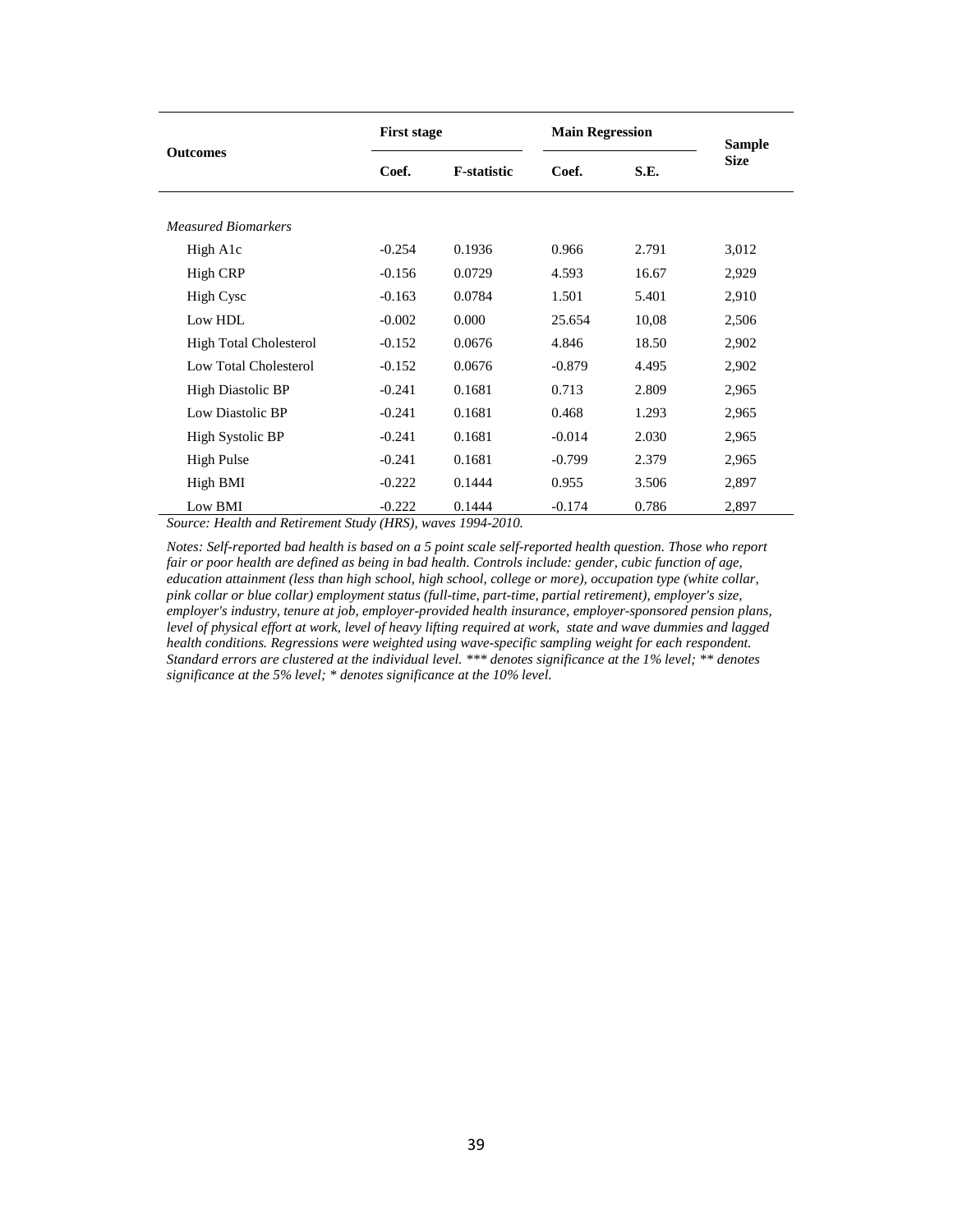| Outcomes | First stage | | Main Regression | | Sample Size |
|---|---|---|---|---|---|
| | Coef. | F-statistic | Coef. | S.E. | |
| *Measured Biomarkers* | | | | | |
| High A1c | -0.254 | 0.1936 | 0.966 | 2.791 | 3,012 |
| High CRP | -0.156 | 0.0729 | 4.593 | 16.67 | 2,929 |
| High Cysc | -0.163 | 0.0784 | 1.501 | 5.401 | 2,910 |
| Low HDL | -0.002 | 0.000 | 25.654 | 10,08 | 2,506 |
| High Total Cholesterol | -0.152 | 0.0676 | 4.846 | 18.50 | 2,902 |
| Low Total Cholesterol | -0.152 | 0.0676 | -0.879 | 4.495 | 2,902 |
| High Diastolic BP | -0.241 | 0.1681 | 0.713 | 2.809 | 2,965 |
| Low Diastolic BP | -0.241 | 0.1681 | 0.468 | 1.293 | 2,965 |
| High Systolic BP | -0.241 | 0.1681 | -0.014 | 2.030 | 2,965 |
| High Pulse | -0.241 | 0.1681 | -0.799 | 2.379 | 2,965 |
| High BMI | -0.222 | 0.1444 | 0.955 | 3.506 | 2,897 |
| Low BMI | -0.222 | 0.1444 | -0.174 | 0.786 | 2,897 |

*Source: Health and Retirement Study (HRS), waves 1994-2010.*

*Notes: Self-reported bad health is based on a 5 point scale self-reported health question. Those who report fair or poor health are defined as being in bad health. Controls include: gender, cubic function of age, education attainment (less than high school, high school, college or more), occupation type (white collar, pink collar or blue collar) employment status (full-time, part-time, partial retirement), employer's size, employer's industry, tenure at job, employer-provided health insurance, employer-sponsored pension plans, level of physical effort at work, level of heavy lifting required at work, state and wave dummies and lagged health conditions. Regressions were weighted using wave-specific sampling weight for each respondent. Standard errors are clustered at the individual level. *** denotes significance at the 1% level; ** denotes significance at the 5% level; * denotes significance at the 10% level.*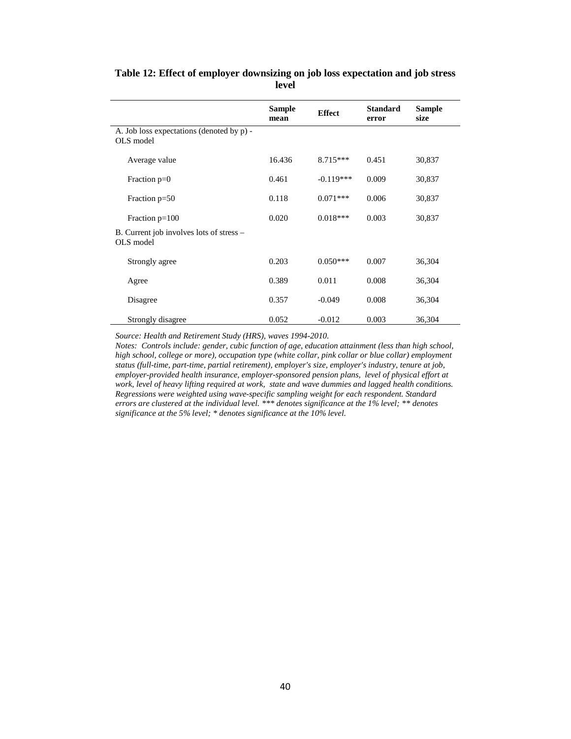**Table 12: Effect of employer downsizing on job loss expectation and job stress level**

| | Sample mean | Effect | Standard error | Sample size |
|---|---|---|---|---|
| A. Job loss expectations (denoted by p) - OLS model | | | | |
| Average value | 16.436 | 8.715*** | 0.451 | 30,837 |
| Fraction p=0 | 0.461 | -0.119*** | 0.009 | 30,837 |
| Fraction p=50 | 0.118 | 0.071*** | 0.006 | 30,837 |
| Fraction p=100 | 0.020 | 0.018*** | 0.003 | 30,837 |
| B. Current job involves lots of stress – OLS model | | | | |
| Strongly agree | 0.203 | 0.050*** | 0.007 | 36,304 |
| Agree | 0.389 | 0.011 | 0.008 | 36,304 |
| Disagree | 0.357 | -0.049 | 0.008 | 36,304 |
| Strongly disagree | 0.052 | -0.012 | 0.003 | 36,304 |

*Source: Health and Retirement Study (HRS), waves 1994-2010.*

*Notes: Controls include: gender, cubic function of age, education attainment (less than high school, high school, college or more), occupation type (white collar, pink collar or blue collar) employment status (full-time, part-time, partial retirement), employer's size, employer's industry, tenure at job, employer-provided health insurance, employer-sponsored pension plans, level of physical effort at work, level of heavy lifting required at work, state and wave dummies and lagged health conditions. Regressions were weighted using wave-specific sampling weight for each respondent. Standard errors are clustered at the individual level. *** denotes significance at the 1% level; ** denotes significance at the 5% level; * denotes significance at the 10% level.*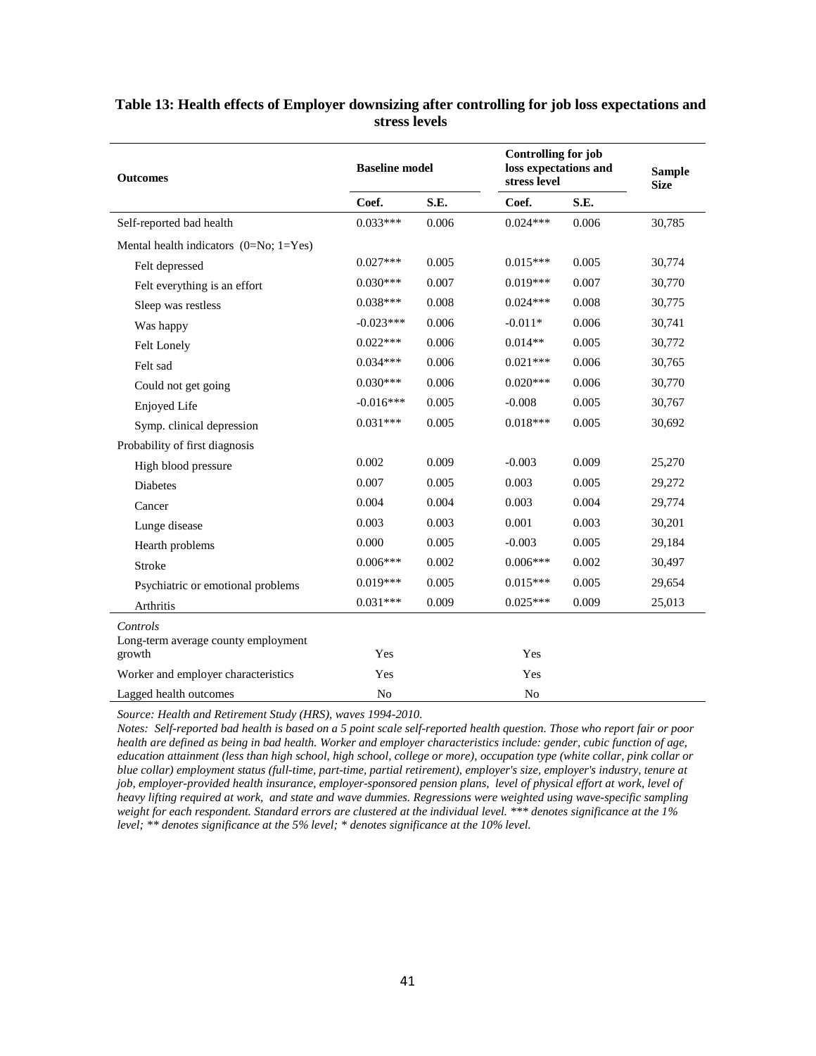**Table 13: Health effects of Employer downsizing after controlling for job loss expectations and stress levels**

| Outcomes | Baseline model | | Controlling for job loss expectations and stress level | | Sample Size |
|---|---|---|---|---|---|
| | Coef. | S.E. | Coef. | S.E. | |
| Self-reported bad health | 0.033*** | 0.006 | 0.024*** | 0.006 | 30,785 |
| Mental health indicators (0=No; 1=Yes) | | | | | |
| Felt depressed | 0.027*** | 0.005 | 0.015*** | 0.005 | 30,774 |
| Felt everything is an effort | 0.030*** | 0.007 | 0.019*** | 0.007 | 30,770 |
| Sleep was restless | 0.038*** | 0.008 | 0.024*** | 0.008 | 30,775 |
| Was happy | -0.023*** | 0.006 | -0.011* | 0.006 | 30,741 |
| Felt Lonely | 0.022*** | 0.006 | 0.014** | 0.005 | 30,772 |
| Felt sad | 0.034*** | 0.006 | 0.021*** | 0.006 | 30,765 |
| Could not get going | 0.030*** | 0.006 | 0.020*** | 0.006 | 30,770 |
| Enjoyed Life | -0.016*** | 0.005 | -0.008 | 0.005 | 30,767 |
| Symp. clinical depression | 0.031*** | 0.005 | 0.018*** | 0.005 | 30,692 |
| Probability of first diagnosis | | | | | |
| High blood pressure | 0.002 | 0.009 | -0.003 | 0.009 | 25,270 |
| Diabetes | 0.007 | 0.005 | 0.003 | 0.005 | 29,272 |
| Cancer | 0.004 | 0.004 | 0.003 | 0.004 | 29,774 |
| Lunge disease | 0.003 | 0.003 | 0.001 | 0.003 | 30,201 |
| Hearth problems | 0.000 | 0.005 | -0.003 | 0.005 | 29,184 |
| Stroke | 0.006*** | 0.002 | 0.006*** | 0.002 | 30,497 |
| Psychiatric or emotional problems | 0.019*** | 0.005 | 0.015*** | 0.005 | 29,654 |
| Arthritis | 0.031*** | 0.009 | 0.025*** | 0.009 | 25,013 |
| *Controls* | | | | | |
| Long-term average county employment growth | Yes | | Yes | | |
| Worker and employer characteristics | Yes | | Yes | | |
| Lagged health outcomes | No | | No | | |

*Source: Health and Retirement Study (HRS), waves 1994-2010.*

*Notes: Self-reported bad health is based on a 5 point scale self-reported health question. Those who report fair or poor health are defined as being in bad health. Worker and employer characteristics include: gender, cubic function of age, education attainment (less than high school, high school, college or more), occupation type (white collar, pink collar or blue collar) employment status (full-time, part-time, partial retirement), employer's size, employer's industry, tenure at job, employer-provided health insurance, employer-sponsored pension plans, level of physical effort at work, level of heavy lifting required at work, and state and wave dummies. Regressions were weighted using wave-specific sampling weight for each respondent. Standard errors are clustered at the individual level. *** denotes significance at the 1% level; ** denotes significance at the 5% level; * denotes significance at the 10% level.*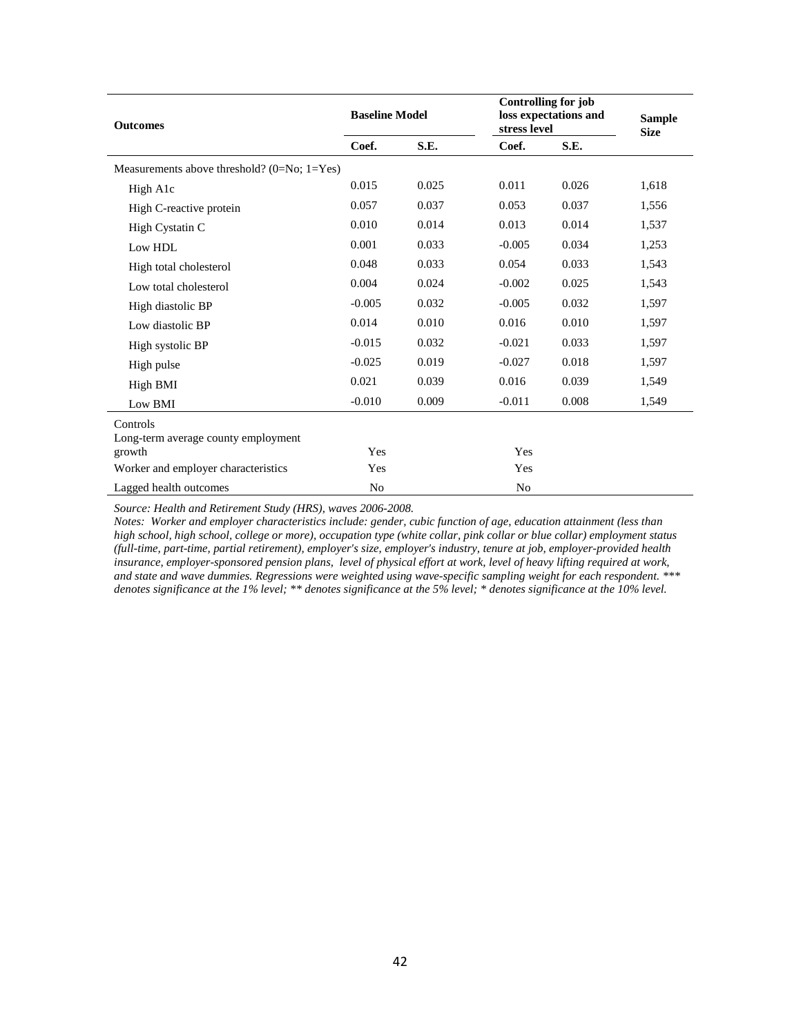| Outcomes | Baseline Model | | Controlling for job loss expectations and stress level | | Sample Size |
|---|---|---|---|---|---|
| | Coef. | S.E. | Coef. | S.E. | |
| Measurements above threshold? (0=No; 1=Yes) | | | | | |
| High A1c | 0.015 | 0.025 | 0.011 | 0.026 | 1,618 |
| High C-reactive protein | 0.057 | 0.037 | 0.053 | 0.037 | 1,556 |
| High Cystatin C | 0.010 | 0.014 | 0.013 | 0.014 | 1,537 |
| Low HDL | 0.001 | 0.033 | -0.005 | 0.034 | 1,253 |
| High total cholesterol | 0.048 | 0.033 | 0.054 | 0.033 | 1,543 |
| Low total cholesterol | 0.004 | 0.024 | -0.002 | 0.025 | 1,543 |
| High diastolic BP | -0.005 | 0.032 | -0.005 | 0.032 | 1,597 |
| Low diastolic BP | 0.014 | 0.010 | 0.016 | 0.010 | 1,597 |
| High systolic BP | -0.015 | 0.032 | -0.021 | 0.033 | 1,597 |
| High pulse | -0.025 | 0.019 | -0.027 | 0.018 | 1,597 |
| High BMI | 0.021 | 0.039 | 0.016 | 0.039 | 1,549 |
| Low BMI | -0.010 | 0.009 | -0.011 | 0.008 | 1,549 |
| Controls | | | | | |
| Long-term average county employment growth | Yes | | Yes | | |
| Worker and employer characteristics | Yes | | Yes | | |
| Lagged health outcomes | No | | No | | |

*Source: Health and Retirement Study (HRS), waves 2006-2008.*

*Notes: Worker and employer characteristics include: gender, cubic function of age, education attainment (less than high school, high school, college or more), occupation type (white collar, pink collar or blue collar) employment status (full-time, part-time, partial retirement), employer's size, employer's industry, tenure at job, employer-provided health insurance, employer-sponsored pension plans, level of physical effort at work, level of heavy lifting required at work, and state and wave dummies. Regressions were weighted using wave-specific sampling weight for each respondent. *** denotes significance at the 1% level; ** denotes significance at the 5% level; * denotes significance at the 10% level.*